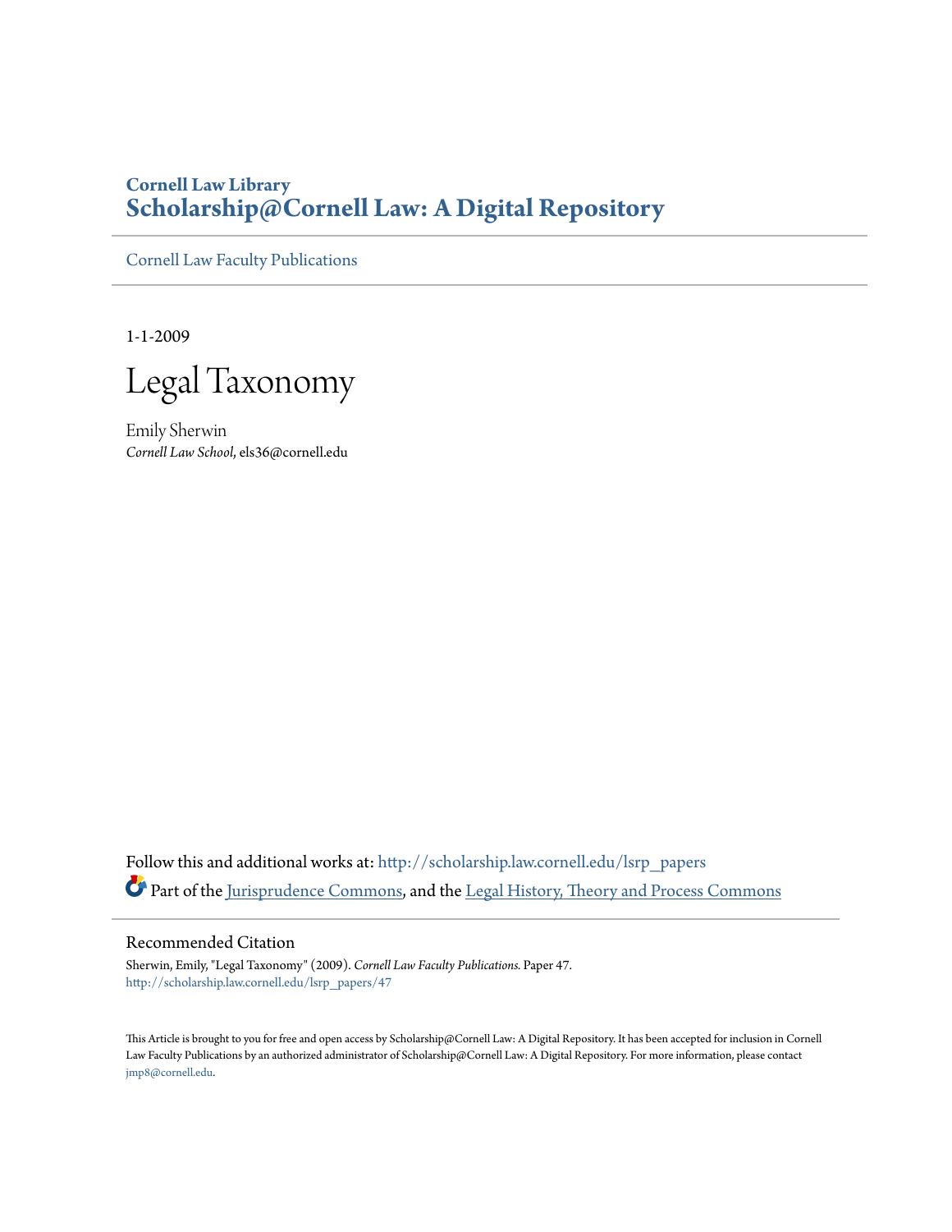**Cornell Law Library**
**Scholarship@Cornell Law: A Digital Repository**

Cornell Law Faculty Publications

1-1-2009

# Legal Taxonomy

Emily Sherwin
*Cornell Law School*, els36@cornell.edu

Follow this and additional works at: http://scholarship.law.cornell.edu/lsrp_papers
Part of the Jurisprudence Commons, and the Legal History, Theory and Process Commons

## Recommended Citation

Sherwin, Emily, "Legal Taxonomy" (2009). *Cornell Law Faculty Publications.* Paper 47.
http://scholarship.law.cornell.edu/lsrp_papers/47

This Article is brought to you for free and open access by Scholarship@Cornell Law: A Digital Repository. It has been accepted for inclusion in Cornell Law Faculty Publications by an authorized administrator of Scholarship@Cornell Law: A Digital Repository. For more information, please contact jmp8@cornell.edu.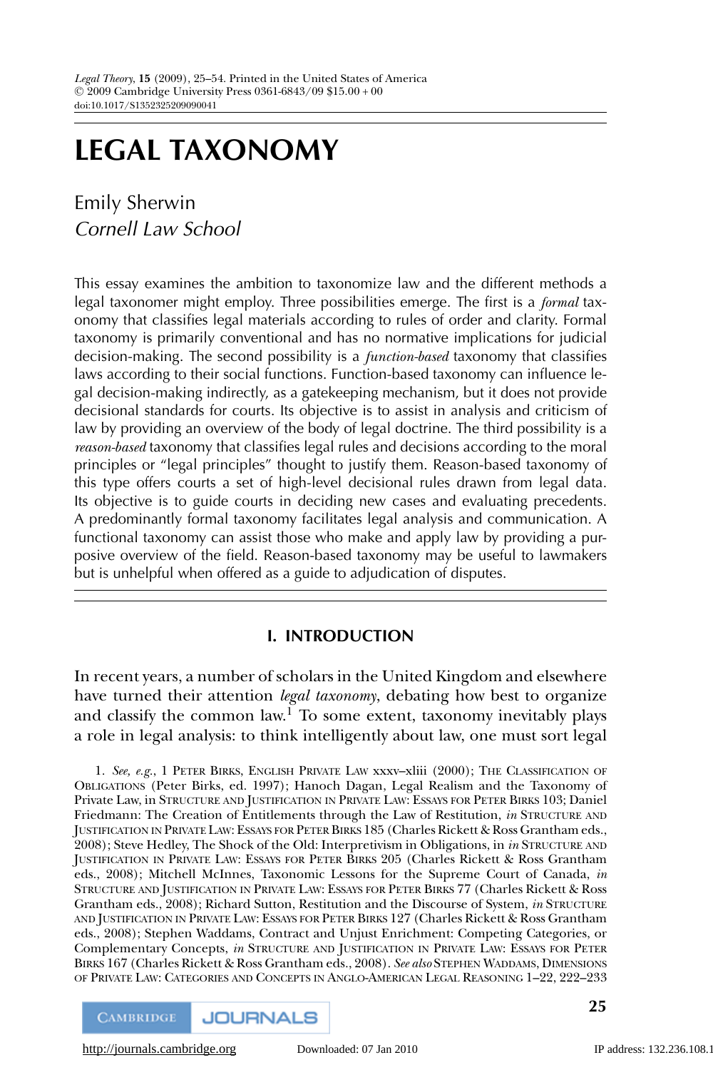# LEGAL TAXONOMY

Emily Sherwin
*Cornell Law School*

This essay examines the ambition to taxonomize law and the different methods a legal taxonomer might employ. Three possibilities emerge. The first is a *formal* taxonomy that classifies legal materials according to rules of order and clarity. Formal taxonomy is primarily conventional and has no normative implications for judicial decision-making. The second possibility is a *function-based* taxonomy that classifies laws according to their social functions. Function-based taxonomy can influence legal decision-making indirectly, as a gatekeeping mechanism, but it does not provide decisional standards for courts. Its objective is to assist in analysis and criticism of law by providing an overview of the body of legal doctrine. The third possibility is a *reason-based* taxonomy that classifies legal rules and decisions according to the moral principles or "legal principles" thought to justify them. Reason-based taxonomy of this type offers courts a set of high-level decisional rules drawn from legal data. Its objective is to guide courts in deciding new cases and evaluating precedents. A predominantly formal taxonomy facilitates legal analysis and communication. A functional taxonomy can assist those who make and apply law by providing a purposive overview of the field. Reason-based taxonomy may be useful to lawmakers but is unhelpful when offered as a guide to adjudication of disputes.

## I. INTRODUCTION

In recent years, a number of scholars in the United Kingdom and elsewhere have turned their attention *legal taxonomy*, debating how best to organize and classify the common law.[1] To some extent, taxonomy inevitably plays a role in legal analysis: to think intelligently about law, one must sort legal

1. *See, e.g.*, 1 PETER BIRKS, ENGLISH PRIVATE LAW xxxv–xliii (2000); THE CLASSIFICATION OF OBLIGATIONS (Peter Birks, ed. 1997); Hanoch Dagan, Legal Realism and the Taxonomy of Private Law, in STRUCTURE AND JUSTIFICATION IN PRIVATE LAW: ESSAYS FOR PETER BIRKS 103; Daniel Friedmann: The Creation of Entitlements through the Law of Restitution, *in* STRUCTURE AND JUSTIFICATION IN PRIVATE LAW: ESSAYS FOR PETER BIRKS 185 (Charles Rickett & Ross Grantham eds., 2008); Steve Hedley, The Shock of the Old: Interpretivism in Obligations, in *in* STRUCTURE AND JUSTIFICATION IN PRIVATE LAW: ESSAYS FOR PETER BIRKS 205 (Charles Rickett & Ross Grantham eds., 2008); Mitchell McInnes, Taxonomic Lessons for the Supreme Court of Canada, *in* STRUCTURE AND JUSTIFICATION IN PRIVATE LAW: ESSAYS FOR PETER BIRKS 77 (Charles Rickett & Ross Grantham eds., 2008); Richard Sutton, Restitution and the Discourse of System, *in* STRUCTURE AND JUSTIFICATION IN PRIVATE LAW: ESSAYS FOR PETER BIRKS 127 (Charles Rickett & Ross Grantham eds., 2008); Stephen Waddams, Contract and Unjust Enrichment: Competing Categories, or Complementary Concepts, *in* STRUCTURE AND JUSTIFICATION IN PRIVATE LAW: ESSAYS FOR PETER BIRKS 167 (Charles Rickett & Ross Grantham eds., 2008). *See also* STEPHEN WADDAMS, DIMENSIONS OF PRIVATE LAW: CATEGORIES AND CONCEPTS IN ANGLO-AMERICAN LEGAL REASONING 1–22, 222–233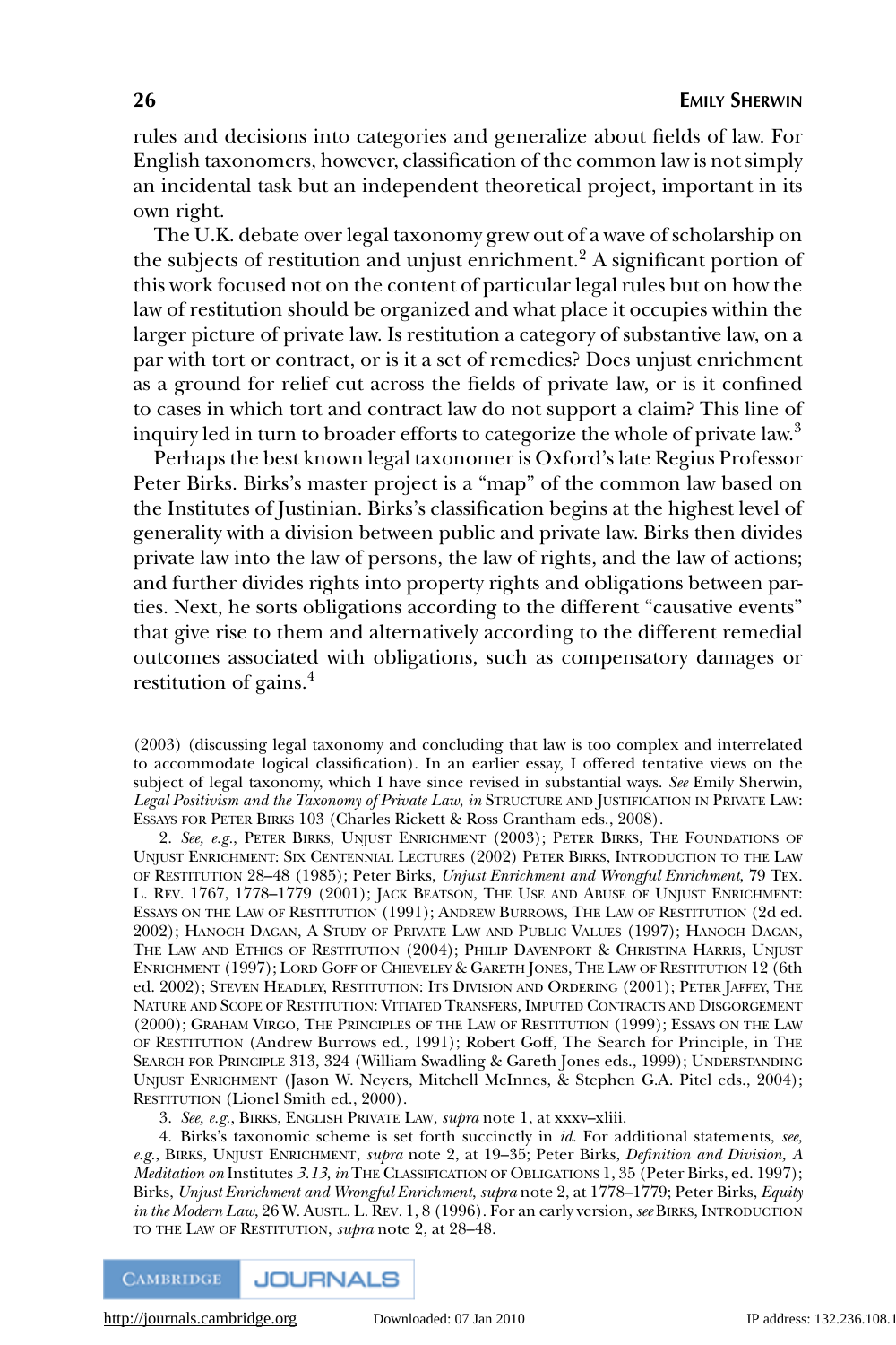rules and decisions into categories and generalize about fields of law. For English taxonomers, however, classification of the common law is not simply an incidental task but an independent theoretical project, important in its own right.

The U.K. debate over legal taxonomy grew out of a wave of scholarship on the subjects of restitution and unjust enrichment.[2] A significant portion of this work focused not on the content of particular legal rules but on how the law of restitution should be organized and what place it occupies within the larger picture of private law. Is restitution a category of substantive law, on a par with tort or contract, or is it a set of remedies? Does unjust enrichment as a ground for relief cut across the fields of private law, or is it confined to cases in which tort and contract law do not support a claim? This line of inquiry led in turn to broader efforts to categorize the whole of private law.[3]

Perhaps the best known legal taxonomer is Oxford's late Regius Professor Peter Birks. Birks's master project is a "map" of the common law based on the Institutes of Justinian. Birks's classification begins at the highest level of generality with a division between public and private law. Birks then divides private law into the law of persons, the law of rights, and the law of actions; and further divides rights into property rights and obligations between parties. Next, he sorts obligations according to the different "causative events" that give rise to them and alternatively according to the different remedial outcomes associated with obligations, such as compensatory damages or restitution of gains.[4]

(2003) (discussing legal taxonomy and concluding that law is too complex and interrelated to accommodate logical classification). In an earlier essay, I offered tentative views on the subject of legal taxonomy, which I have since revised in substantial ways. *See* Emily Sherwin, *Legal Positivism and the Taxonomy of Private Law*, *in* Structure and Justification in Private Law: Essays for Peter Birks 103 (Charles Rickett & Ross Grantham eds., 2008).

2. *See, e.g.*, Peter Birks, Unjust Enrichment (2003); Peter Birks, The Foundations of Unjust Enrichment: Six Centennial Lectures (2002) Peter Birks, Introduction to the Law of Restitution 28–48 (1985); Peter Birks, *Unjust Enrichment and Wrongful Enrichment*, 79 Tex. L. Rev. 1767, 1778–1779 (2001); Jack Beatson, The Use and Abuse of Unjust Enrichment: Essays on the Law of Restitution (1991); Andrew Burrows, The Law of Restitution (2d ed. 2002); Hanoch Dagan, A Study of Private Law and Public Values (1997); Hanoch Dagan, The Law and Ethics of Restitution (2004); Philip Davenport & Christina Harris, Unjust Enrichment (1997); Lord Goff of Chieveley & Gareth Jones, The Law of Restitution 12 (6th ed. 2002); Steven Headley, Restitution: Its Division and Ordering (2001); Peter Jaffey, The Nature and Scope of Restitution: Vitiated Transfers, Imputed Contracts and Disgorgement (2000); Graham Virgo, The Principles of the Law of Restitution (1999); Essays on the Law of Restitution (Andrew Burrows ed., 1991); Robert Goff, The Search for Principle, in The Search for Principle 313, 324 (William Swadling & Gareth Jones eds., 1999); Understanding Unjust Enrichment (Jason W. Neyers, Mitchell McInnes, & Stephen G.A. Pitel eds., 2004); Restitution (Lionel Smith ed., 2000).

3. *See, e.g.*, Birks, English Private Law, *supra* note 1, at xxxv–xliii.

4. Birks's taxonomic scheme is set forth succinctly in *id.* For additional statements, *see, e.g.*, Birks, Unjust Enrichment, *supra* note 2, at 19–35; Peter Birks, *Definition and Division, A Meditation on* Institutes *3.13*, *in* The Classification of Obligations 1, 35 (Peter Birks, ed. 1997); Birks, *Unjust Enrichment and Wrongful Enrichment*, *supra* note 2, at 1778–1779; Peter Birks, *Equity in the Modern Law*, 26 W. Austl. L. Rev. 1, 8 (1996). For an early version, *see* Birks, Introduction to the Law of Restitution, *supra* note 2, at 28–48.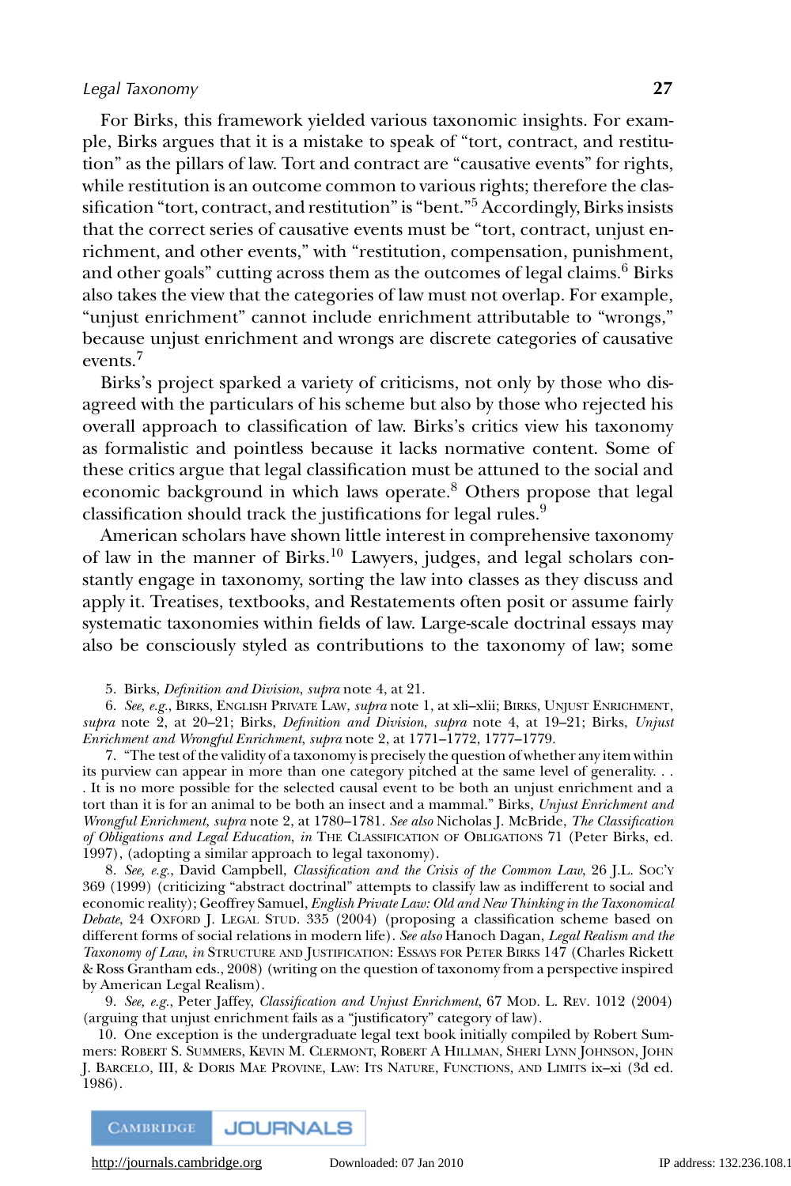For Birks, this framework yielded various taxonomic insights. For example, Birks argues that it is a mistake to speak of "tort, contract, and restitution" as the pillars of law. Tort and contract are "causative events" for rights, while restitution is an outcome common to various rights; therefore the classification "tort, contract, and restitution" is "bent."[5] Accordingly, Birks insists that the correct series of causative events must be "tort, contract, unjust enrichment, and other events," with "restitution, compensation, punishment, and other goals" cutting across them as the outcomes of legal claims.[6] Birks also takes the view that the categories of law must not overlap. For example, "unjust enrichment" cannot include enrichment attributable to "wrongs," because unjust enrichment and wrongs are discrete categories of causative events.[7]

Birks's project sparked a variety of criticisms, not only by those who disagreed with the particulars of his scheme but also by those who rejected his overall approach to classification of law. Birks's critics view his taxonomy as formalistic and pointless because it lacks normative content. Some of these critics argue that legal classification must be attuned to the social and economic background in which laws operate.[8] Others propose that legal classification should track the justifications for legal rules.[9]

American scholars have shown little interest in comprehensive taxonomy of law in the manner of Birks.[10] Lawyers, judges, and legal scholars constantly engage in taxonomy, sorting the law into classes as they discuss and apply it. Treatises, textbooks, and Restatements often posit or assume fairly systematic taxonomies within fields of law. Large-scale doctrinal essays may also be consciously styled as contributions to the taxonomy of law; some

5. Birks, *Definition and Division*, *supra* note 4, at 21.

6. *See, e.g.*, Birks, English Private Law, *supra* note 1, at xli–xlii; Birks, Unjust Enrichment, *supra* note 2, at 20–21; Birks, *Definition and Division*, *supra* note 4, at 19–21; Birks, *Unjust Enrichment and Wrongful Enrichment*, *supra* note 2, at 1771–1772, 1777–1779.

7. "The test of the validity of a taxonomy is precisely the question of whether any item within its purview can appear in more than one category pitched at the same level of generality. . . . It is no more possible for the selected causal event to be both an unjust enrichment and a tort than it is for an animal to be both an insect and a mammal." Birks, *Unjust Enrichment and Wrongful Enrichment*, *supra* note 2, at 1780–1781. *See also* Nicholas J. McBride, *The Classification of Obligations and Legal Education*, *in* The Classification of Obligations 71 (Peter Birks, ed. 1997), (adopting a similar approach to legal taxonomy).

8. *See, e.g.*, David Campbell, *Classification and the Crisis of the Common Law*, 26 J.L. Soc'y 369 (1999) (criticizing "abstract doctrinal" attempts to classify law as indifferent to social and economic reality); Geoffrey Samuel, *English Private Law: Old and New Thinking in the Taxonomical Debate*, 24 Oxford J. Legal Stud. 335 (2004) (proposing a classification scheme based on different forms of social relations in modern life). *See also* Hanoch Dagan, *Legal Realism and the Taxonomy of Law*, *in* Structure and Justification: Essays for Peter Birks 147 (Charles Rickett & Ross Grantham eds., 2008) (writing on the question of taxonomy from a perspective inspired by American Legal Realism).

9. *See, e.g.*, Peter Jaffey, *Classification and Unjust Enrichment*, 67 Mod. L. Rev. 1012 (2004) (arguing that unjust enrichment fails as a "justificatory" category of law).

10. One exception is the undergraduate legal text book initially compiled by Robert Summers: Robert S. Summers, Kevin M. Clermont, Robert A Hillman, Sheri Lynn Johnson, John J. Barcelo, III, & Doris Mae Provine, Law: Its Nature, Functions, and Limits ix–xi (3d ed. 1986).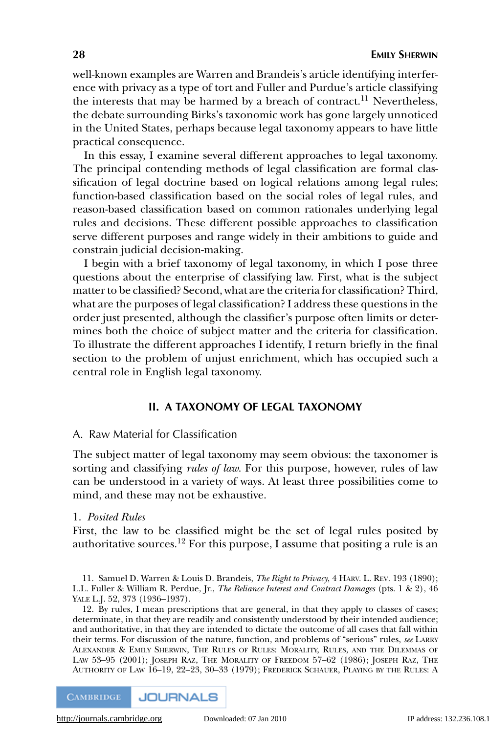well-known examples are Warren and Brandeis's article identifying interference with privacy as a type of tort and Fuller and Purdue's article classifying the interests that may be harmed by a breach of contract.[11] Nevertheless, the debate surrounding Birks's taxonomic work has gone largely unnoticed in the United States, perhaps because legal taxonomy appears to have little practical consequence.

In this essay, I examine several different approaches to legal taxonomy. The principal contending methods of legal classification are formal classification of legal doctrine based on logical relations among legal rules; function-based classification based on the social roles of legal rules, and reason-based classification based on common rationales underlying legal rules and decisions. These different possible approaches to classification serve different purposes and range widely in their ambitions to guide and constrain judicial decision-making.

I begin with a brief taxonomy of legal taxonomy, in which I pose three questions about the enterprise of classifying law. First, what is the subject matter to be classified? Second, what are the criteria for classification? Third, what are the purposes of legal classification? I address these questions in the order just presented, although the classifier's purpose often limits or determines both the choice of subject matter and the criteria for classification. To illustrate the different approaches I identify, I return briefly in the final section to the problem of unjust enrichment, which has occupied such a central role in English legal taxonomy.

## II. A TAXONOMY OF LEGAL TAXONOMY

### A. Raw Material for Classification

The subject matter of legal taxonomy may seem obvious: the taxonomer is sorting and classifying *rules of law*. For this purpose, however, rules of law can be understood in a variety of ways. At least three possibilities come to mind, and these may not be exhaustive.

#### 1. *Posited Rules*

First, the law to be classified might be the set of legal rules posited by authoritative sources.[12] For this purpose, I assume that positing a rule is an

11. Samuel D. Warren & Louis D. Brandeis, *The Right to Privacy*, 4 Harv. L. Rev. 193 (1890); L.L. Fuller & William R. Perdue, Jr., *The Reliance Interest and Contract Damages* (pts. 1 & 2), 46 Yale L.J. 52, 373 (1936–1937).

12. By rules, I mean prescriptions that are general, in that they apply to classes of cases; determinate, in that they are readily and consistently understood by their intended audience; and authoritative, in that they are intended to dictate the outcome of all cases that fall within their terms. For discussion of the nature, function, and problems of "serious" rules, *see* Larry Alexander & Emily Sherwin, The Rules of Rules: Morality, Rules, and the Dilemmas of Law 53–95 (2001); Joseph Raz, The Morality of Freedom 57–62 (1986); Joseph Raz, The Authority of Law 16–19, 22–23, 30–33 (1979); Frederick Schauer, Playing by the Rules: A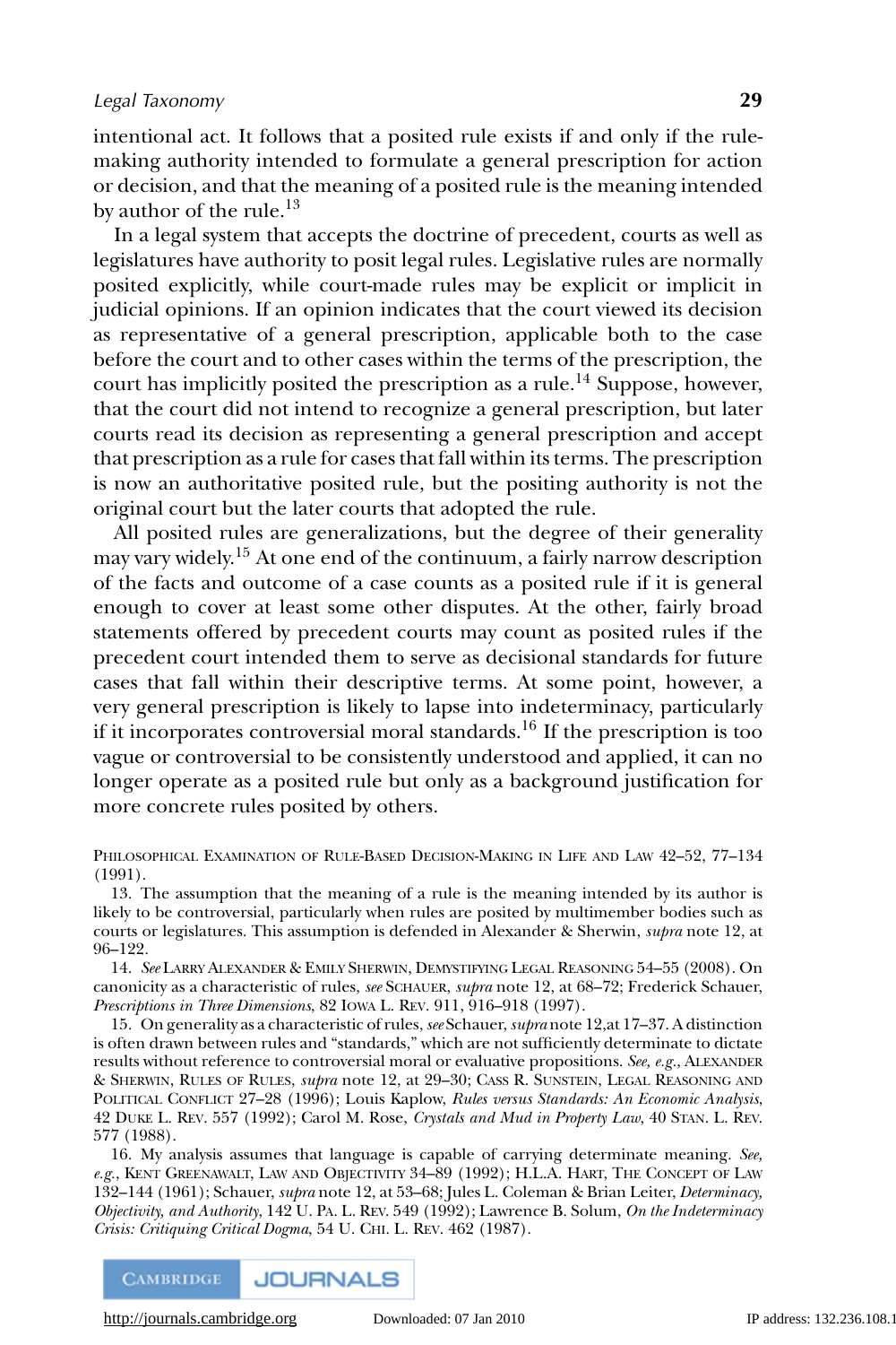intentional act. It follows that a posited rule exists if and only if the rule-making authority intended to formulate a general prescription for action or decision, and that the meaning of a posited rule is the meaning intended by author of the rule.[13]

In a legal system that accepts the doctrine of precedent, courts as well as legislatures have authority to posit legal rules. Legislative rules are normally posited explicitly, while court-made rules may be explicit or implicit in judicial opinions. If an opinion indicates that the court viewed its decision as representative of a general prescription, applicable both to the case before the court and to other cases within the terms of the prescription, the court has implicitly posited the prescription as a rule.[14] Suppose, however, that the court did not intend to recognize a general prescription, but later courts read its decision as representing a general prescription and accept that prescription as a rule for cases that fall within its terms. The prescription is now an authoritative posited rule, but the positing authority is not the original court but the later courts that adopted the rule.

All posited rules are generalizations, but the degree of their generality may vary widely.[15] At one end of the continuum, a fairly narrow description of the facts and outcome of a case counts as a posited rule if it is general enough to cover at least some other disputes. At the other, fairly broad statements offered by precedent courts may count as posited rules if the precedent court intended them to serve as decisional standards for future cases that fall within their descriptive terms. At some point, however, a very general prescription is likely to lapse into indeterminacy, particularly if it incorporates controversial moral standards.[16] If the prescription is too vague or controversial to be consistently understood and applied, it can no longer operate as a posited rule but only as a background justification for more concrete rules posited by others.

---

Philosophical Examination of Rule-Based Decision-Making in Life and Law 42–52, 77–134 (1991).

13. The assumption that the meaning of a rule is the meaning intended by its author is likely to be controversial, particularly when rules are posited by multimember bodies such as courts or legislatures. This assumption is defended in Alexander & Sherwin, *supra* note 12, at 96–122.

14. *See* Larry Alexander & Emily Sherwin, Demystifying Legal Reasoning 54–55 (2008). On canonicity as a characteristic of rules, *see* Schauer, *supra* note 12, at 68–72; Frederick Schauer, *Prescriptions in Three Dimensions*, 82 Iowa L. Rev. 911, 916–918 (1997).

15. On generality as a characteristic of rules, *see* Schauer, *supra* note 12, at 17–37. A distinction is often drawn between rules and "standards," which are not sufficiently determinate to dictate results without reference to controversial moral or evaluative propositions. *See, e.g.*, Alexander & Sherwin, Rules of Rules, *supra* note 12, at 29–30; Cass R. Sunstein, Legal Reasoning and Political Conflict 27–28 (1996); Louis Kaplow, *Rules versus Standards: An Economic Analysis*, 42 Duke L. Rev. 557 (1992); Carol M. Rose, *Crystals and Mud in Property Law*, 40 Stan. L. Rev. 577 (1988).

16. My analysis assumes that language is capable of carrying determinate meaning. *See, e.g.*, Kent Greenawalt, Law and Objectivity 34–89 (1992); H.L.A. Hart, The Concept of Law 132–144 (1961); Schauer, *supra* note 12, at 53–68; Jules L. Coleman & Brian Leiter, *Determinacy, Objectivity, and Authority*, 142 U. Pa. L. Rev. 549 (1992); Lawrence B. Solum, *On the Indeterminacy Crisis: Critiquing Critical Dogma*, 54 U. Chi. L. Rev. 462 (1987).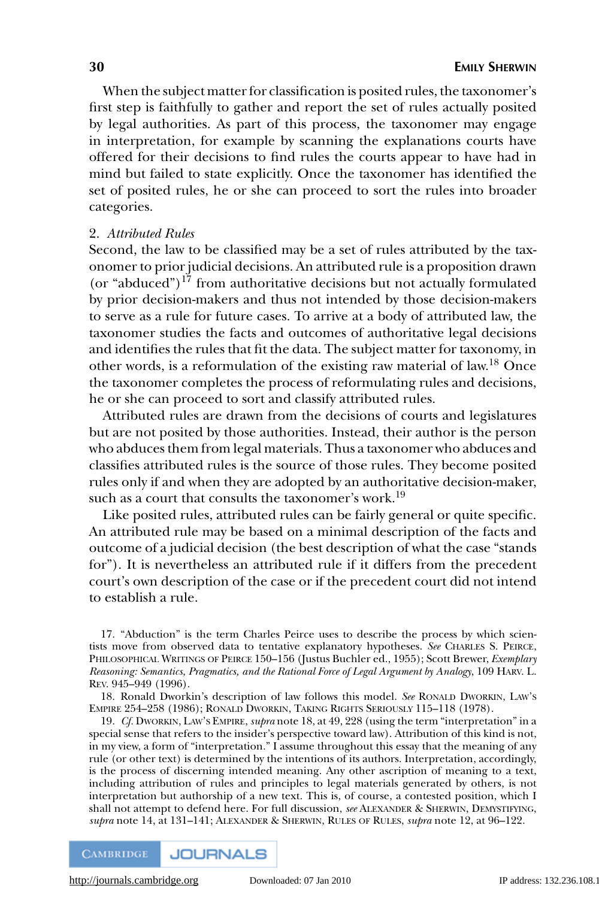When the subject matter for classification is posited rules, the taxonomer's first step is faithfully to gather and report the set of rules actually posited by legal authorities. As part of this process, the taxonomer may engage in interpretation, for example by scanning the explanations courts have offered for their decisions to find rules the courts appear to have had in mind but failed to state explicitly. Once the taxonomer has identified the set of posited rules, he or she can proceed to sort the rules into broader categories.

2. *Attributed Rules*

Second, the law to be classified may be a set of rules attributed by the taxonomer to prior judicial decisions. An attributed rule is a proposition drawn (or "abduced")[17] from authoritative decisions but not actually formulated by prior decision-makers and thus not intended by those decision-makers to serve as a rule for future cases. To arrive at a body of attributed law, the taxonomer studies the facts and outcomes of authoritative legal decisions and identifies the rules that fit the data. The subject matter for taxonomy, in other words, is a reformulation of the existing raw material of law.[18] Once the taxonomer completes the process of reformulating rules and decisions, he or she can proceed to sort and classify attributed rules.

Attributed rules are drawn from the decisions of courts and legislatures but are not posited by those authorities. Instead, their author is the person who abduces them from legal materials. Thus a taxonomer who abduces and classifies attributed rules is the source of those rules. They become posited rules only if and when they are adopted by an authoritative decision-maker, such as a court that consults the taxonomer's work.[19]

Like posited rules, attributed rules can be fairly general or quite specific. An attributed rule may be based on a minimal description of the facts and outcome of a judicial decision (the best description of what the case "stands for"). It is nevertheless an attributed rule if it differs from the precedent court's own description of the case or if the precedent court did not intend to establish a rule.

17. "Abduction" is the term Charles Peirce uses to describe the process by which scientists move from observed data to tentative explanatory hypotheses. *See* Charles S. Peirce, Philosophical Writings of Peirce 150–156 (Justus Buchler ed., 1955); Scott Brewer, *Exemplary Reasoning: Semantics, Pragmatics, and the Rational Force of Legal Argument by Analogy*, 109 Harv. L. Rev. 945–949 (1996).

18. Ronald Dworkin's description of law follows this model. *See* Ronald Dworkin, Law's Empire 254–258 (1986); Ronald Dworkin, Taking Rights Seriously 115–118 (1978).

19. *Cf.* Dworkin, Law's Empire, *supra* note 18, at 49, 228 (using the term "interpretation" in a special sense that refers to the insider's perspective toward law). Attribution of this kind is not, in my view, a form of "interpretation." I assume throughout this essay that the meaning of any rule (or other text) is determined by the intentions of its authors. Interpretation, accordingly, is the process of discerning intended meaning. Any other ascription of meaning to a text, including attribution of rules and principles to legal materials generated by others, is not interpretation but authorship of a new text. This is, of course, a contested position, which I shall not attempt to defend here. For full discussion, *see* Alexander & Sherwin, Demystifying, *supra* note 14, at 131–141; Alexander & Sherwin, Rules of Rules, *supra* note 12, at 96–122.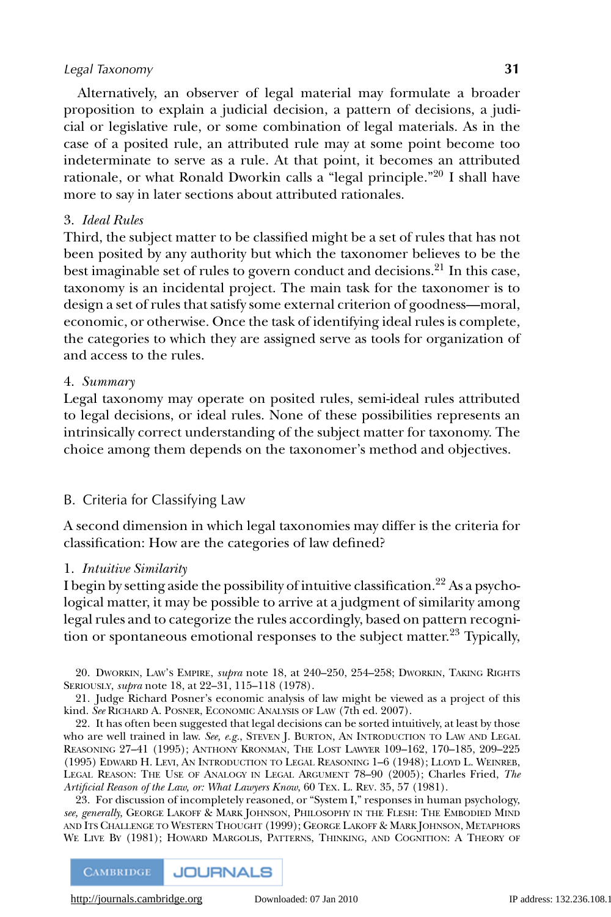Alternatively, an observer of legal material may formulate a broader proposition to explain a judicial decision, a pattern of decisions, a judicial or legislative rule, or some combination of legal materials. As in the case of a posited rule, an attributed rule may at some point become too indeterminate to serve as a rule. At that point, it becomes an attributed rationale, or what Ronald Dworkin calls a "legal principle."[20] I shall have more to say in later sections about attributed rationales.

### 3. *Ideal Rules*

Third, the subject matter to be classified might be a set of rules that has not been posited by any authority but which the taxonomer believes to be the best imaginable set of rules to govern conduct and decisions.[21] In this case, taxonomy is an incidental project. The main task for the taxonomer is to design a set of rules that satisfy some external criterion of goodness—moral, economic, or otherwise. Once the task of identifying ideal rules is complete, the categories to which they are assigned serve as tools for organization of and access to the rules.

### 4. *Summary*

Legal taxonomy may operate on posited rules, semi-ideal rules attributed to legal decisions, or ideal rules. None of these possibilities represents an intrinsically correct understanding of the subject matter for taxonomy. The choice among them depends on the taxonomer's method and objectives.

## B. Criteria for Classifying Law

A second dimension in which legal taxonomies may differ is the criteria for classification: How are the categories of law defined?

### 1. *Intuitive Similarity*

I begin by setting aside the possibility of intuitive classification.[22] As a psychological matter, it may be possible to arrive at a judgment of similarity among legal rules and to categorize the rules accordingly, based on pattern recognition or spontaneous emotional responses to the subject matter.[23] Typically,

---

20. Dworkin, Law's Empire, *supra* note 18, at 240–250, 254–258; Dworkin, Taking Rights Seriously, *supra* note 18, at 22–31, 115–118 (1978).

21. Judge Richard Posner's economic analysis of law might be viewed as a project of this kind. *See* Richard A. Posner, Economic Analysis of Law (7th ed. 2007).

22. It has often been suggested that legal decisions can be sorted intuitively, at least by those who are well trained in law. *See, e.g.*, Steven J. Burton, An Introduction to Law and Legal Reasoning 27–41 (1995); Anthony Kronman, The Lost Lawyer 109–162, 170–185, 209–225 (1995) Edward H. Levi, An Introduction to Legal Reasoning 1–6 (1948); Lloyd L. Weinreb, Legal Reason: The Use of Analogy in Legal Argument 78–90 (2005); Charles Fried, *The Artificial Reason of the Law, or: What Lawyers Know*, 60 Tex. L. Rev. 35, 57 (1981).

23. For discussion of incompletely reasoned, or "System I," responses in human psychology, *see, generally*, George Lakoff & Mark Johnson, Philosophy in the Flesh: The Embodied Mind and Its Challenge to Western Thought (1999); George Lakoff & Mark Johnson, Metaphors We Live By (1981); Howard Margolis, Patterns, Thinking, and Cognition: A Theory of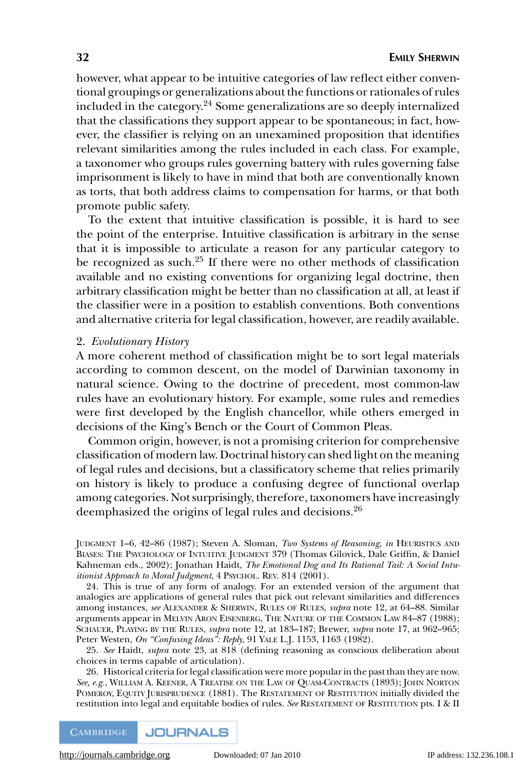however, what appear to be intuitive categories of law reflect either conventional groupings or generalizations about the functions or rationales of rules included in the category.[24] Some generalizations are so deeply internalized that the classifications they support appear to be spontaneous; in fact, however, the classifier is relying on an unexamined proposition that identifies relevant similarities among the rules included in each class. For example, a taxonomer who groups rules governing battery with rules governing false imprisonment is likely to have in mind that both are conventionally known as torts, that both address claims to compensation for harms, or that both promote public safety.

To the extent that intuitive classification is possible, it is hard to see the point of the enterprise. Intuitive classification is arbitrary in the sense that it is impossible to articulate a reason for any particular category to be recognized as such.[25] If there were no other methods of classification available and no existing conventions for organizing legal doctrine, then arbitrary classification might be better than no classification at all, at least if the classifier were in a position to establish conventions. Both conventions and alternative criteria for legal classification, however, are readily available.

### 2. *Evolutionary History*

A more coherent method of classification might be to sort legal materials according to common descent, on the model of Darwinian taxonomy in natural science. Owing to the doctrine of precedent, most common-law rules have an evolutionary history. For example, some rules and remedies were first developed by the English chancellor, while others emerged in decisions of the King's Bench or the Court of Common Pleas.

Common origin, however, is not a promising criterion for comprehensive classification of modern law. Doctrinal history can shed light on the meaning of legal rules and decisions, but a classificatory scheme that relies primarily on history is likely to produce a confusing degree of functional overlap among categories. Not surprisingly, therefore, taxonomers have increasingly deemphasized the origins of legal rules and decisions.[26]

---

JUDGMENT 1–6, 42–86 (1987); Steven A. Sloman, *Two Systems of Reasoning*, *in* HEURISTICS AND BIASES: THE PSYCHOLOGY OF INTUITIVE JUDGMENT 379 (Thomas Gilovick, Dale Griffin, & Daniel Kahneman eds., 2002); Jonathan Haidt, *The Emotional Dog and Its Rational Tail: A Social Intuitionist Approach to Moral Judgment*, 4 PSYCHOL. REV. 814 (2001).

24. This is true of any form of analogy. For an extended version of the argument that analogies are applications of general rules that pick out relevant similarities and differences among instances, *see* ALEXANDER & SHERWIN, RULES OF RULES, *supra* note 12, at 64–88. Similar arguments appear in MELVIN ARON EISENBERG, THE NATURE OF THE COMMON LAW 84–87 (1988); SCHAUER, PLAYING BY THE RULES, *supra* note 12, at 183–187; Brewer, *supra* note 17, at 962–965; Peter Westen, *On "Confusing Ideas": Reply*, 91 YALE L.J. 1153, 1163 (1982).

25. *See* Haidt, *supra* note 23, at 818 (defining reasoning as conscious deliberation about choices in terms capable of articulation).

26. Historical criteria for legal classification were more popular in the past than they are now. *See, e.g.*, WILLIAM A. KEENER, A TREATISE ON THE LAW OF QUASI-CONTRACTS (1893); JOHN NORTON POMEROY, EQUITY JURISPRUDENCE (1881). The RESTATEMENT OF RESTITUTION initially divided the restitution into legal and equitable bodies of rules. *See* RESTATEMENT OF RESTITUTION pts. I & II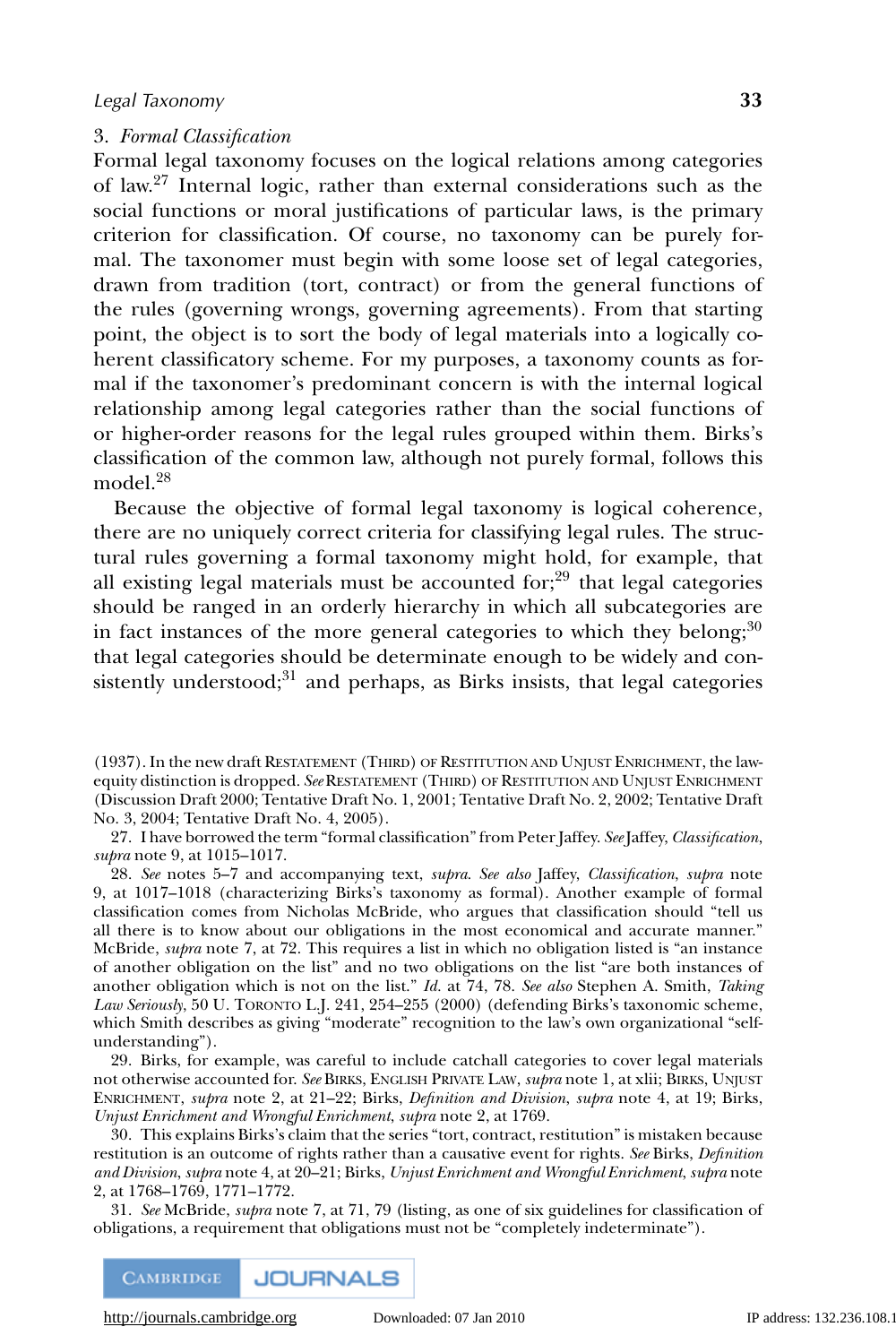### 3. *Formal Classification*

Formal legal taxonomy focuses on the logical relations among categories of law.[27] Internal logic, rather than external considerations such as the social functions or moral justifications of particular laws, is the primary criterion for classification. Of course, no taxonomy can be purely formal. The taxonomer must begin with some loose set of legal categories, drawn from tradition (tort, contract) or from the general functions of the rules (governing wrongs, governing agreements). From that starting point, the object is to sort the body of legal materials into a logically coherent classificatory scheme. For my purposes, a taxonomy counts as formal if the taxonomer's predominant concern is with the internal logical relationship among legal categories rather than the social functions of or higher-order reasons for the legal rules grouped within them. Birks's classification of the common law, although not purely formal, follows this model.[28]

Because the objective of formal legal taxonomy is logical coherence, there are no uniquely correct criteria for classifying legal rules. The structural rules governing a formal taxonomy might hold, for example, that all existing legal materials must be accounted for;[29] that legal categories should be ranged in an orderly hierarchy in which all subcategories are in fact instances of the more general categories to which they belong;[30] that legal categories should be determinate enough to be widely and consistently understood;[31] and perhaps, as Birks insists, that legal categories

(1937). In the new draft RESTATEMENT (THIRD) OF RESTITUTION AND UNJUST ENRICHMENT, the law-equity distinction is dropped. *See* RESTATEMENT (THIRD) OF RESTITUTION AND UNJUST ENRICHMENT (Discussion Draft 2000; Tentative Draft No. 1, 2001; Tentative Draft No. 2, 2002; Tentative Draft No. 3, 2004; Tentative Draft No. 4, 2005).

27. I have borrowed the term "formal classification" from Peter Jaffey. *See* Jaffey, *Classification*, *supra* note 9, at 1015–1017.

28. *See* notes 5–7 and accompanying text, *supra*. *See also* Jaffey, *Classification*, *supra* note 9, at 1017–1018 (characterizing Birks's taxonomy as formal). Another example of formal classification comes from Nicholas McBride, who argues that classification should "tell us all there is to know about our obligations in the most economical and accurate manner." McBride, *supra* note 7, at 72. This requires a list in which no obligation listed is "an instance of another obligation on the list" and no two obligations on the list "are both instances of another obligation which is not on the list." *Id.* at 74, 78. *See also* Stephen A. Smith, *Taking Law Seriously*, 50 U. TORONTO L.J. 241, 254–255 (2000) (defending Birks's taxonomic scheme, which Smith describes as giving "moderate" recognition to the law's own organizational "self-understanding").

29. Birks, for example, was careful to include catchall categories to cover legal materials not otherwise accounted for. *See* BIRKS, ENGLISH PRIVATE LAW, *supra* note 1, at xlii; BIRKS, UNJUST ENRICHMENT, *supra* note 2, at 21–22; Birks, *Definition and Division*, *supra* note 4, at 19; Birks, *Unjust Enrichment and Wrongful Enrichment*, *supra* note 2, at 1769.

30. This explains Birks's claim that the series "tort, contract, restitution" is mistaken because restitution is an outcome of rights rather than a causative event for rights. *See* Birks, *Definition and Division*, *supra* note 4, at 20–21; Birks, *Unjust Enrichment and Wrongful Enrichment*, *supra* note 2, at 1768–1769, 1771–1772.

31. *See* McBride, *supra* note 7, at 71, 79 (listing, as one of six guidelines for classification of obligations, a requirement that obligations must not be "completely indeterminate").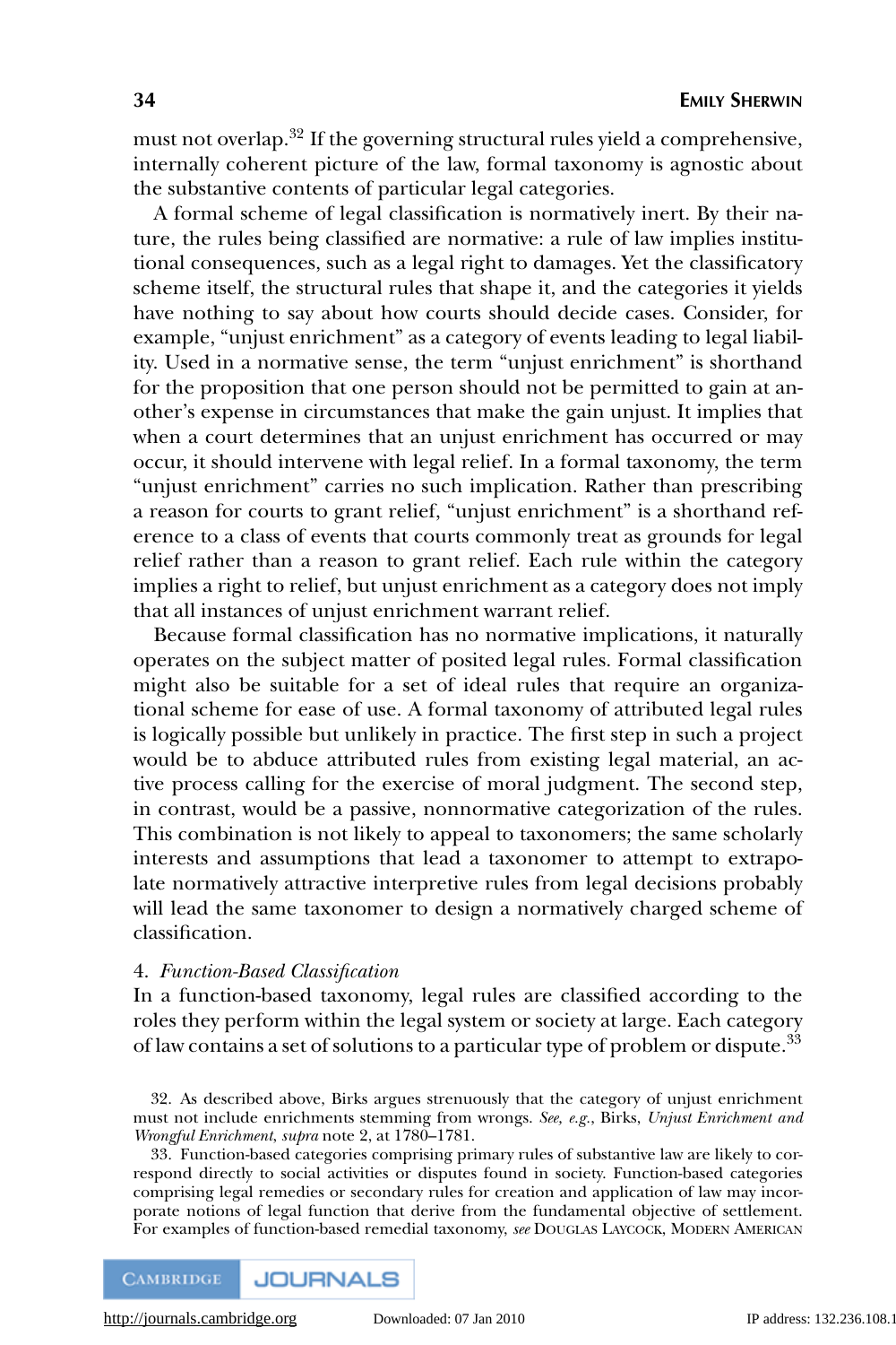must not overlap.[32] If the governing structural rules yield a comprehensive, internally coherent picture of the law, formal taxonomy is agnostic about the substantive contents of particular legal categories.

A formal scheme of legal classification is normatively inert. By their nature, the rules being classified are normative: a rule of law implies institutional consequences, such as a legal right to damages. Yet the classificatory scheme itself, the structural rules that shape it, and the categories it yields have nothing to say about how courts should decide cases. Consider, for example, "unjust enrichment" as a category of events leading to legal liability. Used in a normative sense, the term "unjust enrichment" is shorthand for the proposition that one person should not be permitted to gain at another's expense in circumstances that make the gain unjust. It implies that when a court determines that an unjust enrichment has occurred or may occur, it should intervene with legal relief. In a formal taxonomy, the term "unjust enrichment" carries no such implication. Rather than prescribing a reason for courts to grant relief, "unjust enrichment" is a shorthand reference to a class of events that courts commonly treat as grounds for legal relief rather than a reason to grant relief. Each rule within the category implies a right to relief, but unjust enrichment as a category does not imply that all instances of unjust enrichment warrant relief.

Because formal classification has no normative implications, it naturally operates on the subject matter of posited legal rules. Formal classification might also be suitable for a set of ideal rules that require an organizational scheme for ease of use. A formal taxonomy of attributed legal rules is logically possible but unlikely in practice. The first step in such a project would be to abduce attributed rules from existing legal material, an active process calling for the exercise of moral judgment. The second step, in contrast, would be a passive, nonnormative categorization of the rules. This combination is not likely to appeal to taxonomers; the same scholarly interests and assumptions that lead a taxonomer to attempt to extrapolate normatively attractive interpretive rules from legal decisions probably will lead the same taxonomer to design a normatively charged scheme of classification.

4. *Function-Based Classification*

In a function-based taxonomy, legal rules are classified according to the roles they perform within the legal system or society at large. Each category of law contains a set of solutions to a particular type of problem or dispute.[33]

32. As described above, Birks argues strenuously that the category of unjust enrichment must not include enrichments stemming from wrongs. *See, e.g.*, Birks, *Unjust Enrichment and Wrongful Enrichment*, *supra* note 2, at 1780–1781.

33. Function-based categories comprising primary rules of substantive law are likely to correspond directly to social activities or disputes found in society. Function-based categories comprising legal remedies or secondary rules for creation and application of law may incorporate notions of legal function that derive from the fundamental objective of settlement. For examples of function-based remedial taxonomy, *see* Douglas Laycock, Modern American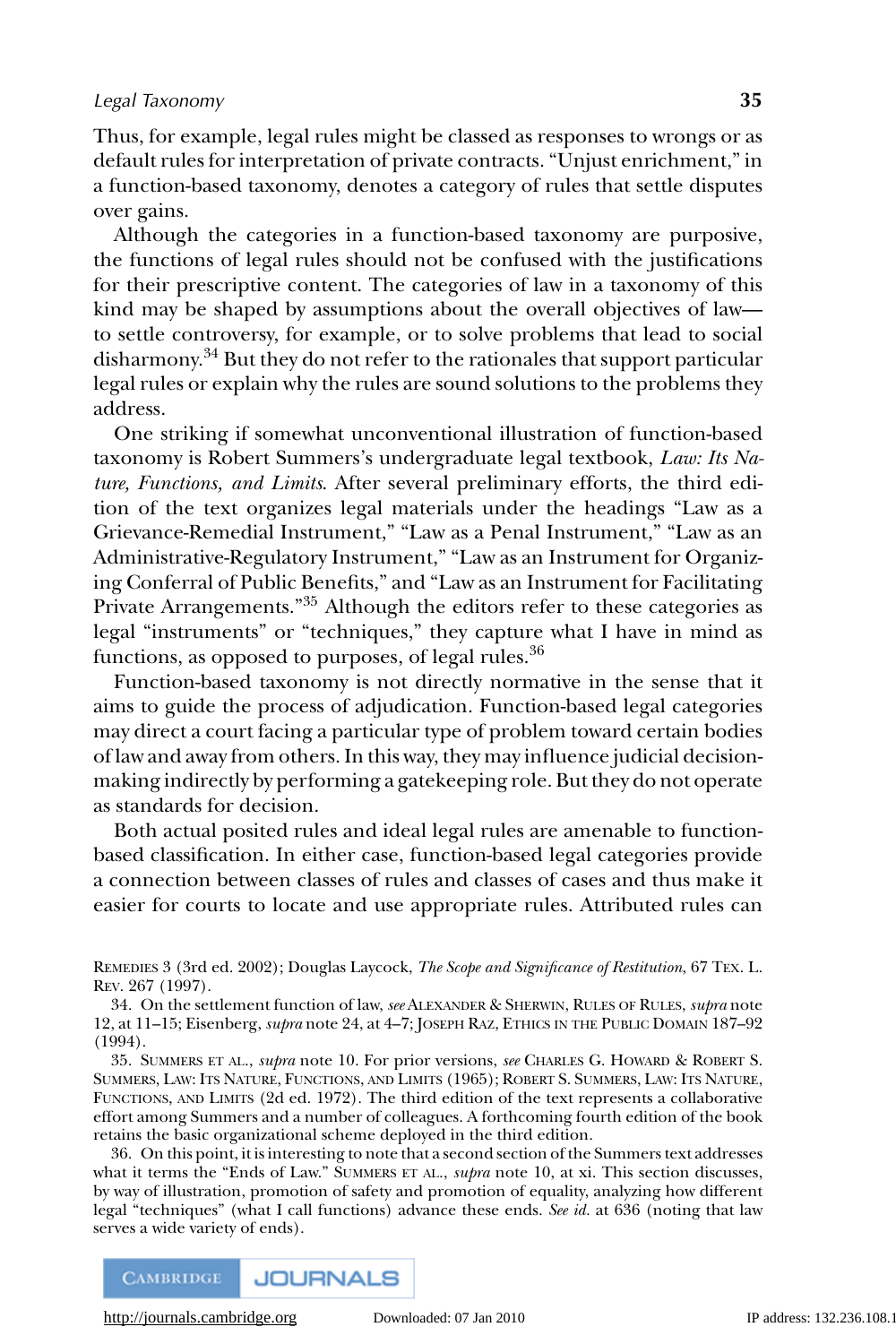Thus, for example, legal rules might be classed as responses to wrongs or as default rules for interpretation of private contracts. "Unjust enrichment," in a function-based taxonomy, denotes a category of rules that settle disputes over gains.

Although the categories in a function-based taxonomy are purposive, the functions of legal rules should not be confused with the justifications for their prescriptive content. The categories of law in a taxonomy of this kind may be shaped by assumptions about the overall objectives of law—to settle controversy, for example, or to solve problems that lead to social disharmony.[34] But they do not refer to the rationales that support particular legal rules or explain why the rules are sound solutions to the problems they address.

One striking if somewhat unconventional illustration of function-based taxonomy is Robert Summers's undergraduate legal textbook, *Law: Its Nature, Functions, and Limits*. After several preliminary efforts, the third edition of the text organizes legal materials under the headings "Law as a Grievance-Remedial Instrument," "Law as a Penal Instrument," "Law as an Administrative-Regulatory Instrument," "Law as an Instrument for Organizing Conferral of Public Benefits," and "Law as an Instrument for Facilitating Private Arrangements."[35] Although the editors refer to these categories as legal "instruments" or "techniques," they capture what I have in mind as functions, as opposed to purposes, of legal rules.[36]

Function-based taxonomy is not directly normative in the sense that it aims to guide the process of adjudication. Function-based legal categories may direct a court facing a particular type of problem toward certain bodies of law and away from others. In this way, they may influence judicial decision-making indirectly by performing a gatekeeping role. But they do not operate as standards for decision.

Both actual posited rules and ideal legal rules are amenable to function-based classification. In either case, function-based legal categories provide a connection between classes of rules and classes of cases and thus make it easier for courts to locate and use appropriate rules. Attributed rules can

---

REMEDIES 3 (3rd ed. 2002); Douglas Laycock, *The Scope and Significance of Restitution*, 67 TEX. L. REV. 267 (1997).

34. On the settlement function of law, *see* ALEXANDER & SHERWIN, RULES OF RULES, *supra* note 12, at 11–15; Eisenberg, *supra* note 24, at 4–7; JOSEPH RAZ, ETHICS IN THE PUBLIC DOMAIN 187–92 (1994).

35. SUMMERS ET AL., *supra* note 10. For prior versions, *see* CHARLES G. HOWARD & ROBERT S. SUMMERS, LAW: ITS NATURE, FUNCTIONS, AND LIMITS (1965); ROBERT S. SUMMERS, LAW: ITS NATURE, FUNCTIONS, AND LIMITS (2d ed. 1972). The third edition of the text represents a collaborative effort among Summers and a number of colleagues. A forthcoming fourth edition of the book retains the basic organizational scheme deployed in the third edition.

36. On this point, it is interesting to note that a second section of the Summers text addresses what it terms the "Ends of Law." SUMMERS ET AL., *supra* note 10, at xi. This section discusses, by way of illustration, promotion of safety and promotion of equality, analyzing how different legal "techniques" (what I call functions) advance these ends. *See id.* at 636 (noting that law serves a wide variety of ends).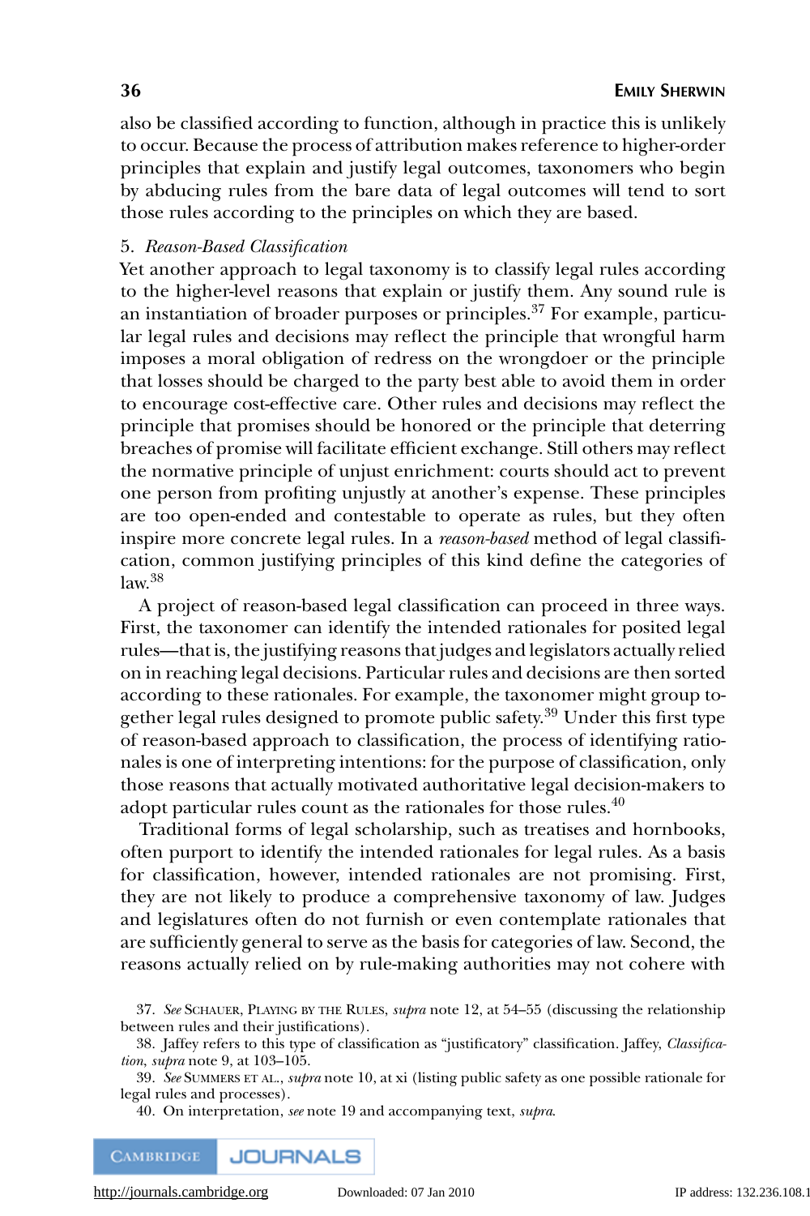also be classified according to function, although in practice this is unlikely to occur. Because the process of attribution makes reference to higher-order principles that explain and justify legal outcomes, taxonomers who begin by abducing rules from the bare data of legal outcomes will tend to sort those rules according to the principles on which they are based.

### 5. *Reason-Based Classification*

Yet another approach to legal taxonomy is to classify legal rules according to the higher-level reasons that explain or justify them. Any sound rule is an instantiation of broader purposes or principles.[37] For example, particular legal rules and decisions may reflect the principle that wrongful harm imposes a moral obligation of redress on the wrongdoer or the principle that losses should be charged to the party best able to avoid them in order to encourage cost-effective care. Other rules and decisions may reflect the principle that promises should be honored or the principle that deterring breaches of promise will facilitate efficient exchange. Still others may reflect the normative principle of unjust enrichment: courts should act to prevent one person from profiting unjustly at another's expense. These principles are too open-ended and contestable to operate as rules, but they often inspire more concrete legal rules. In a *reason-based* method of legal classification, common justifying principles of this kind define the categories of law.[38]

A project of reason-based legal classification can proceed in three ways. First, the taxonomer can identify the intended rationales for posited legal rules—that is, the justifying reasons that judges and legislators actually relied on in reaching legal decisions. Particular rules and decisions are then sorted according to these rationales. For example, the taxonomer might group together legal rules designed to promote public safety.[39] Under this first type of reason-based approach to classification, the process of identifying rationales is one of interpreting intentions: for the purpose of classification, only those reasons that actually motivated authoritative legal decision-makers to adopt particular rules count as the rationales for those rules.[40]

Traditional forms of legal scholarship, such as treatises and hornbooks, often purport to identify the intended rationales for legal rules. As a basis for classification, however, intended rationales are not promising. First, they are not likely to produce a comprehensive taxonomy of law. Judges and legislatures often do not furnish or even contemplate rationales that are sufficiently general to serve as the basis for categories of law. Second, the reasons actually relied on by rule-making authorities may not cohere with

37. *See* Schauer, Playing by the Rules, *supra* note 12, at 54–55 (discussing the relationship between rules and their justifications).

38. Jaffey refers to this type of classification as "justificatory" classification. Jaffey, *Classification*, *supra* note 9, at 103–105.

39. *See* Summers et al., *supra* note 10, at xi (listing public safety as one possible rationale for legal rules and processes).

40. On interpretation, *see* note 19 and accompanying text, *supra*.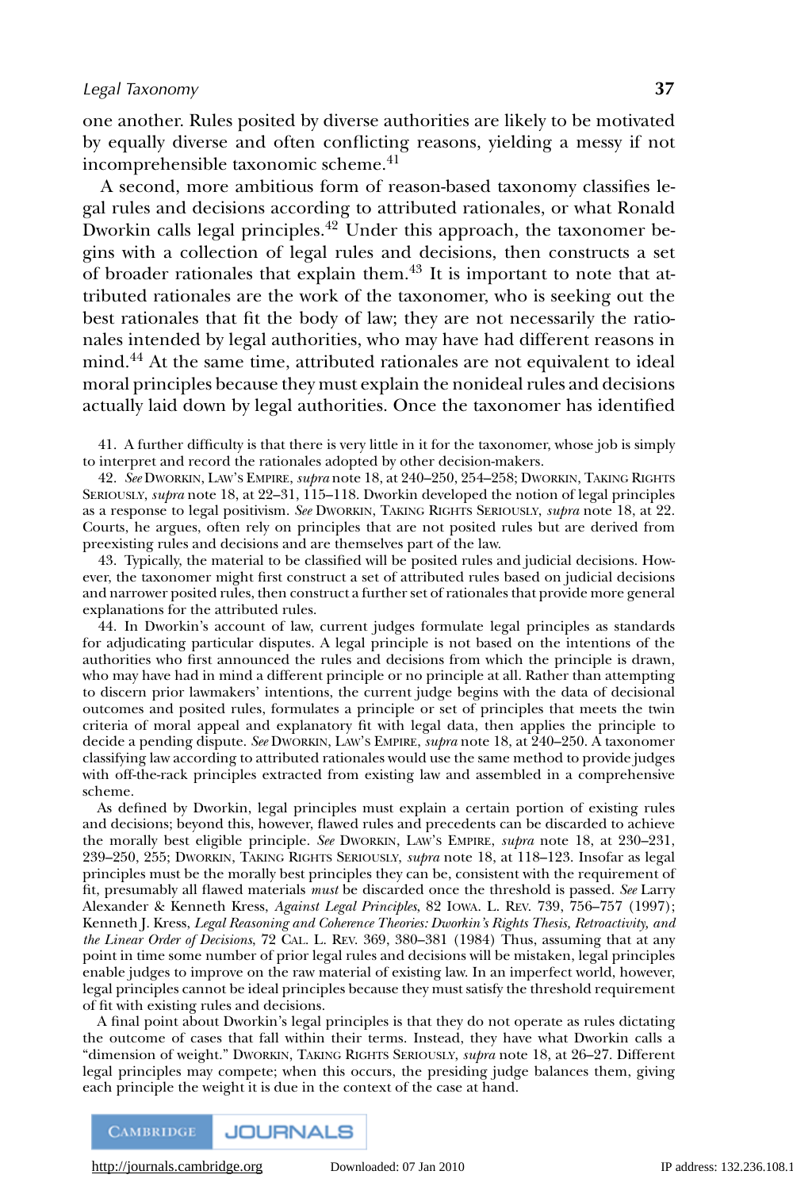one another. Rules posited by diverse authorities are likely to be motivated by equally diverse and often conflicting reasons, yielding a messy if not incomprehensible taxonomic scheme.[41]

A second, more ambitious form of reason-based taxonomy classifies legal rules and decisions according to attributed rationales, or what Ronald Dworkin calls legal principles.[42] Under this approach, the taxonomer begins with a collection of legal rules and decisions, then constructs a set of broader rationales that explain them.[43] It is important to note that attributed rationales are the work of the taxonomer, who is seeking out the best rationales that fit the body of law; they are not necessarily the rationales intended by legal authorities, who may have had different reasons in mind.[44] At the same time, attributed rationales are not equivalent to ideal moral principles because they must explain the nonideal rules and decisions actually laid down by legal authorities. Once the taxonomer has identified

41. A further difficulty is that there is very little in it for the taxonomer, whose job is simply to interpret and record the rationales adopted by other decision-makers.

42. *See* Dworkin, Law's Empire, *supra* note 18, at 240–250, 254–258; Dworkin, Taking Rights Seriously, *supra* note 18, at 22–31, 115–118. Dworkin developed the notion of legal principles as a response to legal positivism. *See* Dworkin, Taking Rights Seriously, *supra* note 18, at 22. Courts, he argues, often rely on principles that are not posited rules but are derived from preexisting rules and decisions and are themselves part of the law.

43. Typically, the material to be classified will be posited rules and judicial decisions. However, the taxonomer might first construct a set of attributed rules based on judicial decisions and narrower posited rules, then construct a further set of rationales that provide more general explanations for the attributed rules.

44. In Dworkin's account of law, current judges formulate legal principles as standards for adjudicating particular disputes. A legal principle is not based on the intentions of the authorities who first announced the rules and decisions from which the principle is drawn, who may have had in mind a different principle or no principle at all. Rather than attempting to discern prior lawmakers' intentions, the current judge begins with the data of decisional outcomes and posited rules, formulates a principle or set of principles that meets the twin criteria of moral appeal and explanatory fit with legal data, then applies the principle to decide a pending dispute. *See* Dworkin, Law's Empire, *supra* note 18, at 240–250. A taxonomer classifying law according to attributed rationales would use the same method to provide judges with off-the-rack principles extracted from existing law and assembled in a comprehensive scheme.

As defined by Dworkin, legal principles must explain a certain portion of existing rules and decisions; beyond this, however, flawed rules and precedents can be discarded to achieve the morally best eligible principle. *See* Dworkin, Law's Empire, *supra* note 18, at 230–231, 239–250, 255; Dworkin, Taking Rights Seriously, *supra* note 18, at 118–123. Insofar as legal principles must be the morally best principles they can be, consistent with the requirement of fit, presumably all flawed materials *must* be discarded once the threshold is passed. *See* Larry Alexander & Kenneth Kress, *Against Legal Principles*, 82 Iowa. L. Rev. 739, 756–757 (1997); Kenneth J. Kress, *Legal Reasoning and Coherence Theories: Dworkin's Rights Thesis, Retroactivity, and the Linear Order of Decisions*, 72 Cal. L. Rev. 369, 380–381 (1984) Thus, assuming that at any point in time some number of prior legal rules and decisions will be mistaken, legal principles enable judges to improve on the raw material of existing law. In an imperfect world, however, legal principles cannot be ideal principles because they must satisfy the threshold requirement of fit with existing rules and decisions.

A final point about Dworkin's legal principles is that they do not operate as rules dictating the outcome of cases that fall within their terms. Instead, they have what Dworkin calls a "dimension of weight." Dworkin, Taking Rights Seriously, *supra* note 18, at 26–27. Different legal principles may compete; when this occurs, the presiding judge balances them, giving each principle the weight it is due in the context of the case at hand.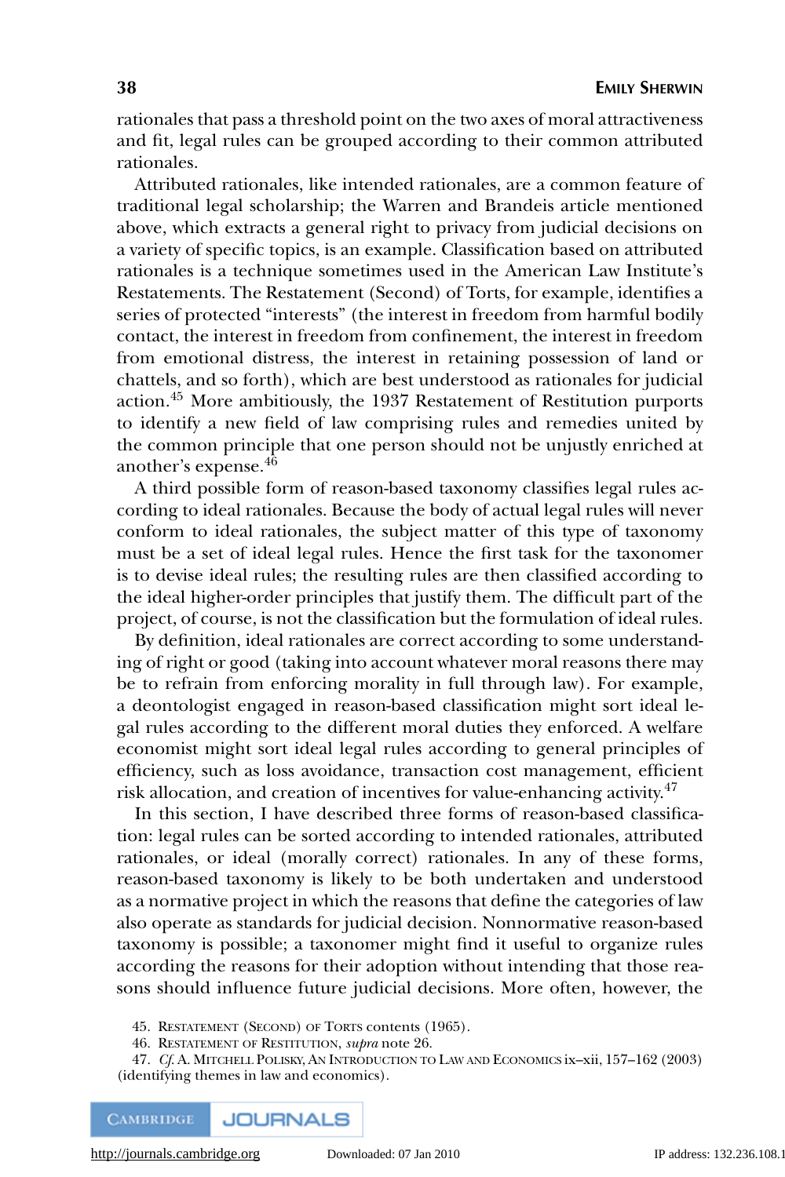rationales that pass a threshold point on the two axes of moral attractiveness and fit, legal rules can be grouped according to their common attributed rationales.

Attributed rationales, like intended rationales, are a common feature of traditional legal scholarship; the Warren and Brandeis article mentioned above, which extracts a general right to privacy from judicial decisions on a variety of specific topics, is an example. Classification based on attributed rationales is a technique sometimes used in the American Law Institute's Restatements. The Restatement (Second) of Torts, for example, identifies a series of protected "interests" (the interest in freedom from harmful bodily contact, the interest in freedom from confinement, the interest in freedom from emotional distress, the interest in retaining possession of land or chattels, and so forth), which are best understood as rationales for judicial action.[45] More ambitiously, the 1937 Restatement of Restitution purports to identify a new field of law comprising rules and remedies united by the common principle that one person should not be unjustly enriched at another's expense.[46]

A third possible form of reason-based taxonomy classifies legal rules according to ideal rationales. Because the body of actual legal rules will never conform to ideal rationales, the subject matter of this type of taxonomy must be a set of ideal legal rules. Hence the first task for the taxonomer is to devise ideal rules; the resulting rules are then classified according to the ideal higher-order principles that justify them. The difficult part of the project, of course, is not the classification but the formulation of ideal rules.

By definition, ideal rationales are correct according to some understanding of right or good (taking into account whatever moral reasons there may be to refrain from enforcing morality in full through law). For example, a deontologist engaged in reason-based classification might sort ideal legal rules according to the different moral duties they enforced. A welfare economist might sort ideal legal rules according to general principles of efficiency, such as loss avoidance, transaction cost management, efficient risk allocation, and creation of incentives for value-enhancing activity.[47]

In this section, I have described three forms of reason-based classification: legal rules can be sorted according to intended rationales, attributed rationales, or ideal (morally correct) rationales. In any of these forms, reason-based taxonomy is likely to be both undertaken and understood as a normative project in which the reasons that define the categories of law also operate as standards for judicial decision. Nonnormative reason-based taxonomy is possible; a taxonomer might find it useful to organize rules according the reasons for their adoption without intending that those reasons should influence future judicial decisions. More often, however, the

45. Restatement (Second) of Torts contents (1965).

46. Restatement of Restitution, *supra* note 26.

47. *Cf.* A. Mitchell Polisky, An Introduction to Law and Economics ix–xii, 157–162 (2003) (identifying themes in law and economics).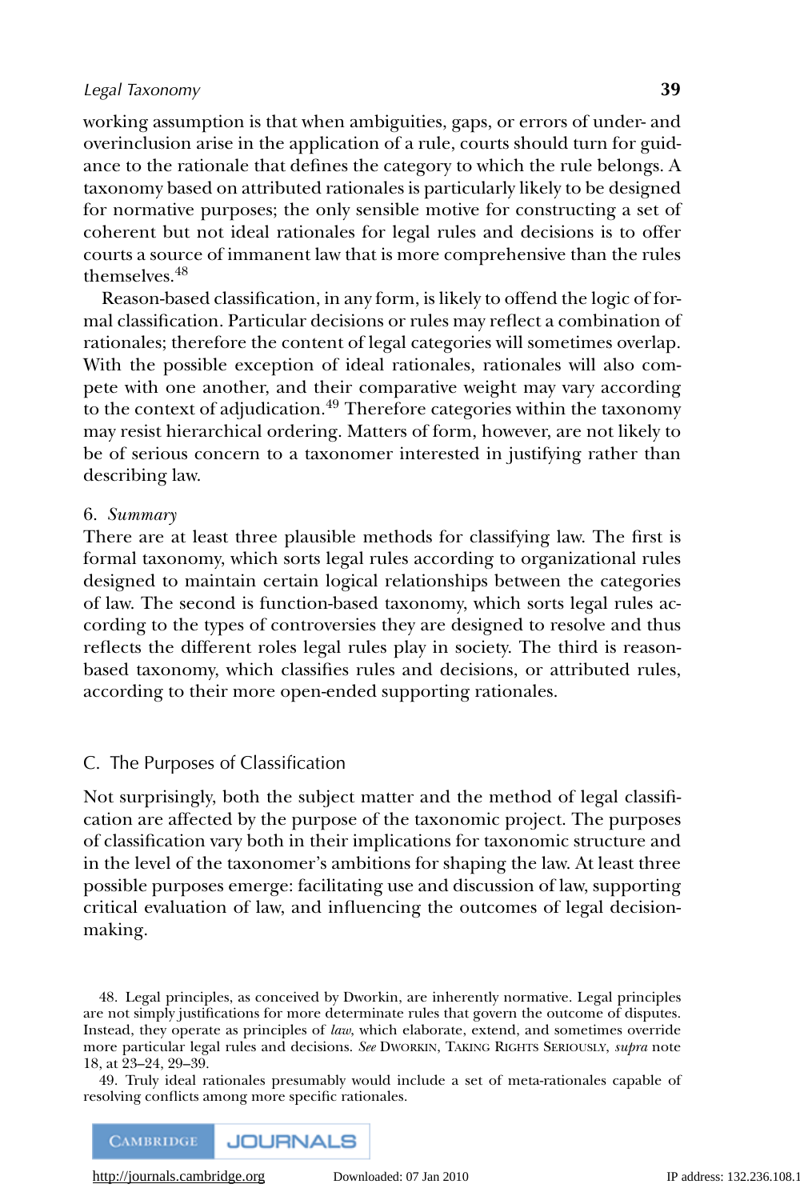working assumption is that when ambiguities, gaps, or errors of under- and overinclusion arise in the application of a rule, courts should turn for guidance to the rationale that defines the category to which the rule belongs. A taxonomy based on attributed rationales is particularly likely to be designed for normative purposes; the only sensible motive for constructing a set of coherent but not ideal rationales for legal rules and decisions is to offer courts a source of immanent law that is more comprehensive than the rules themselves.[48]

Reason-based classification, in any form, is likely to offend the logic of formal classification. Particular decisions or rules may reflect a combination of rationales; therefore the content of legal categories will sometimes overlap. With the possible exception of ideal rationales, rationales will also compete with one another, and their comparative weight may vary according to the context of adjudication.[49] Therefore categories within the taxonomy may resist hierarchical ordering. Matters of form, however, are not likely to be of serious concern to a taxonomer interested in justifying rather than describing law.

6. *Summary*

There are at least three plausible methods for classifying law. The first is formal taxonomy, which sorts legal rules according to organizational rules designed to maintain certain logical relationships between the categories of law. The second is function-based taxonomy, which sorts legal rules according to the types of controversies they are designed to resolve and thus reflects the different roles legal rules play in society. The third is reason-based taxonomy, which classifies rules and decisions, or attributed rules, according to their more open-ended supporting rationales.

## C. The Purposes of Classification

Not surprisingly, both the subject matter and the method of legal classification are affected by the purpose of the taxonomic project. The purposes of classification vary both in their implications for taxonomic structure and in the level of the taxonomer's ambitions for shaping the law. At least three possible purposes emerge: facilitating use and discussion of law, supporting critical evaluation of law, and influencing the outcomes of legal decision-making.

48. Legal principles, as conceived by Dworkin, are inherently normative. Legal principles are not simply justifications for more determinate rules that govern the outcome of disputes. Instead, they operate as principles of *law*, which elaborate, extend, and sometimes override more particular legal rules and decisions. *See* Dworkin, Taking Rights Seriously, *supra* note 18, at 23–24, 29–39.

49. Truly ideal rationales presumably would include a set of meta-rationales capable of resolving conflicts among more specific rationales.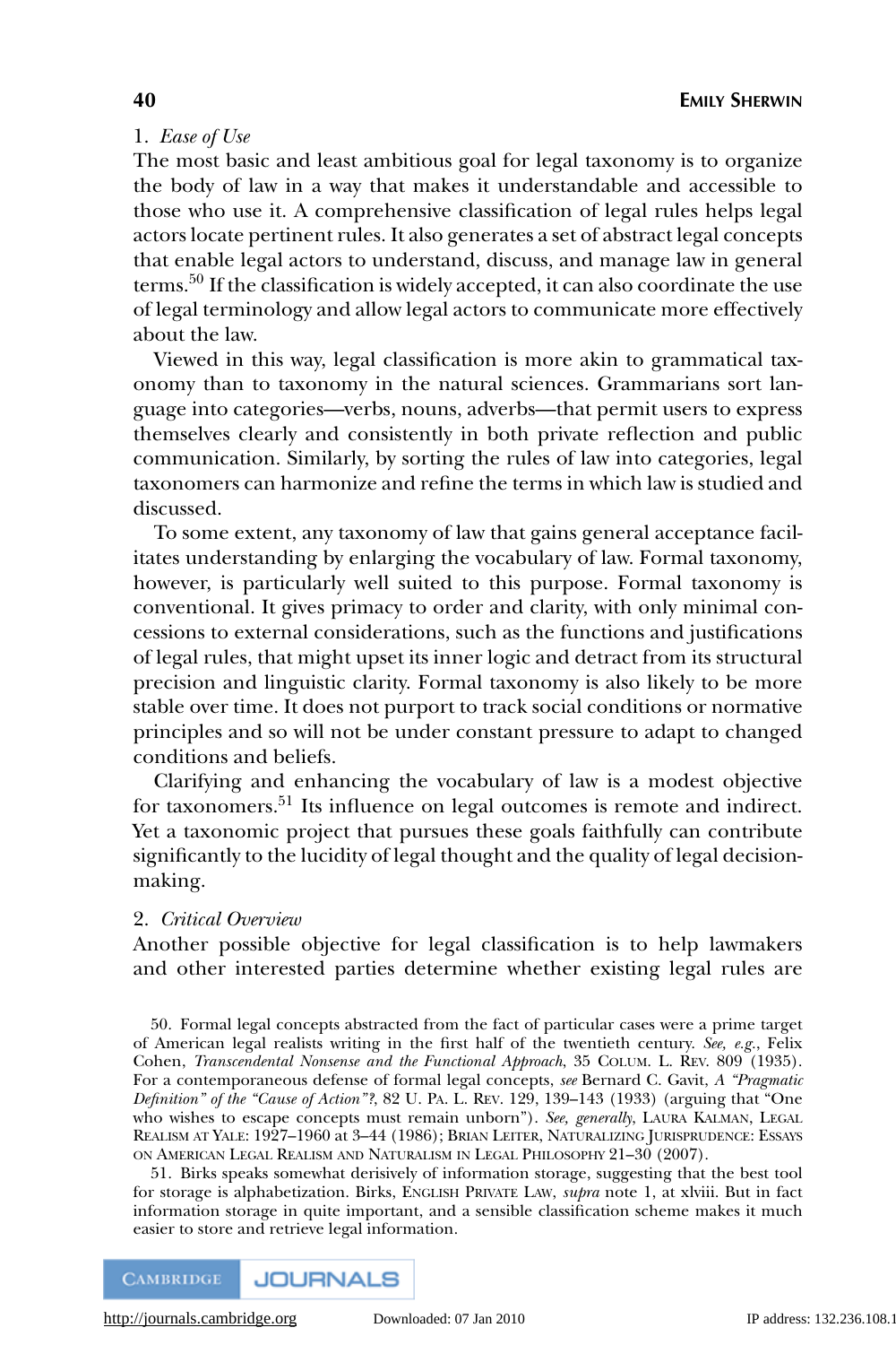1. *Ease of Use*

The most basic and least ambitious goal for legal taxonomy is to organize the body of law in a way that makes it understandable and accessible to those who use it. A comprehensive classification of legal rules helps legal actors locate pertinent rules. It also generates a set of abstract legal concepts that enable legal actors to understand, discuss, and manage law in general terms.[50] If the classification is widely accepted, it can also coordinate the use of legal terminology and allow legal actors to communicate more effectively about the law.

Viewed in this way, legal classification is more akin to grammatical taxonomy than to taxonomy in the natural sciences. Grammarians sort language into categories—verbs, nouns, adverbs—that permit users to express themselves clearly and consistently in both private reflection and public communication. Similarly, by sorting the rules of law into categories, legal taxonomers can harmonize and refine the terms in which law is studied and discussed.

To some extent, any taxonomy of law that gains general acceptance facilitates understanding by enlarging the vocabulary of law. Formal taxonomy, however, is particularly well suited to this purpose. Formal taxonomy is conventional. It gives primacy to order and clarity, with only minimal concessions to external considerations, such as the functions and justifications of legal rules, that might upset its inner logic and detract from its structural precision and linguistic clarity. Formal taxonomy is also likely to be more stable over time. It does not purport to track social conditions or normative principles and so will not be under constant pressure to adapt to changed conditions and beliefs.

Clarifying and enhancing the vocabulary of law is a modest objective for taxonomers.[51] Its influence on legal outcomes is remote and indirect. Yet a taxonomic project that pursues these goals faithfully can contribute significantly to the lucidity of legal thought and the quality of legal decision-making.

2. *Critical Overview*

Another possible objective for legal classification is to help lawmakers and other interested parties determine whether existing legal rules are

50. Formal legal concepts abstracted from the fact of particular cases were a prime target of American legal realists writing in the first half of the twentieth century. *See, e.g.*, Felix Cohen, *Transcendental Nonsense and the Functional Approach*, 35 Colum. L. Rev. 809 (1935). For a contemporaneous defense of formal legal concepts, *see* Bernard C. Gavit, *A "Pragmatic Definition" of the "Cause of Action"?*, 82 U. Pa. L. Rev. 129, 139–143 (1933) (arguing that "One who wishes to escape concepts must remain unborn"). *See, generally*, Laura Kalman, Legal Realism at Yale: 1927–1960 at 3–44 (1986); Brian Leiter, Naturalizing Jurisprudence: Essays on American Legal Realism and Naturalism in Legal Philosophy 21–30 (2007).

51. Birks speaks somewhat derisively of information storage, suggesting that the best tool for storage is alphabetization. Birks, English Private Law, *supra* note 1, at xlviii. But in fact information storage in quite important, and a sensible classification scheme makes it much easier to store and retrieve legal information.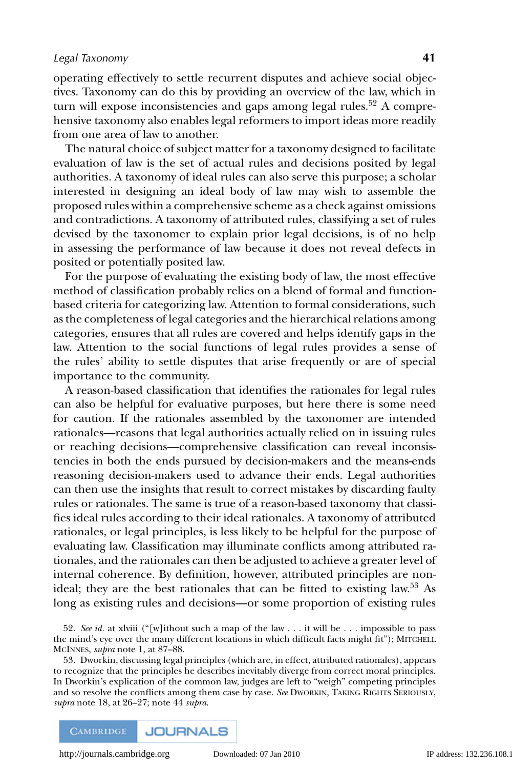operating effectively to settle recurrent disputes and achieve social objectives. Taxonomy can do this by providing an overview of the law, which in turn will expose inconsistencies and gaps among legal rules.[52] A comprehensive taxonomy also enables legal reformers to import ideas more readily from one area of law to another.

The natural choice of subject matter for a taxonomy designed to facilitate evaluation of law is the set of actual rules and decisions posited by legal authorities. A taxonomy of ideal rules can also serve this purpose; a scholar interested in designing an ideal body of law may wish to assemble the proposed rules within a comprehensive scheme as a check against omissions and contradictions. A taxonomy of attributed rules, classifying a set of rules devised by the taxonomer to explain prior legal decisions, is of no help in assessing the performance of law because it does not reveal defects in posited or potentially posited law.

For the purpose of evaluating the existing body of law, the most effective method of classification probably relies on a blend of formal and function-based criteria for categorizing law. Attention to formal considerations, such as the completeness of legal categories and the hierarchical relations among categories, ensures that all rules are covered and helps identify gaps in the law. Attention to the social functions of legal rules provides a sense of the rules' ability to settle disputes that arise frequently or are of special importance to the community.

A reason-based classification that identifies the rationales for legal rules can also be helpful for evaluative purposes, but here there is some need for caution. If the rationales assembled by the taxonomer are intended rationales—reasons that legal authorities actually relied on in issuing rules or reaching decisions—comprehensive classification can reveal inconsistencies in both the ends pursued by decision-makers and the means-ends reasoning decision-makers used to advance their ends. Legal authorities can then use the insights that result to correct mistakes by discarding faulty rules or rationales. The same is true of a reason-based taxonomy that classifies ideal rules according to their ideal rationales. A taxonomy of attributed rationales, or legal principles, is less likely to be helpful for the purpose of evaluating law. Classification may illuminate conflicts among attributed rationales, and the rationales can then be adjusted to achieve a greater level of internal coherence. By definition, however, attributed principles are nonideal; they are the best rationales that can be fitted to existing law.[53] As long as existing rules and decisions—or some proportion of existing rules

52. *See id.* at xlviii ("[w]ithout such a map of the law . . . it will be . . . impossible to pass the mind's eye over the many different locations in which difficult facts might fit"); Mitchell McInnes, *supra* note 1, at 87–88.

53. Dworkin, discussing legal principles (which are, in effect, attributed rationales), appears to recognize that the principles he describes inevitably diverge from correct moral principles. In Dworkin's explication of the common law, judges are left to "weigh" competing principles and so resolve the conflicts among them case by case. *See* Dworkin, Taking Rights Seriously, *supra* note 18, at 26–27; note 44 *supra*.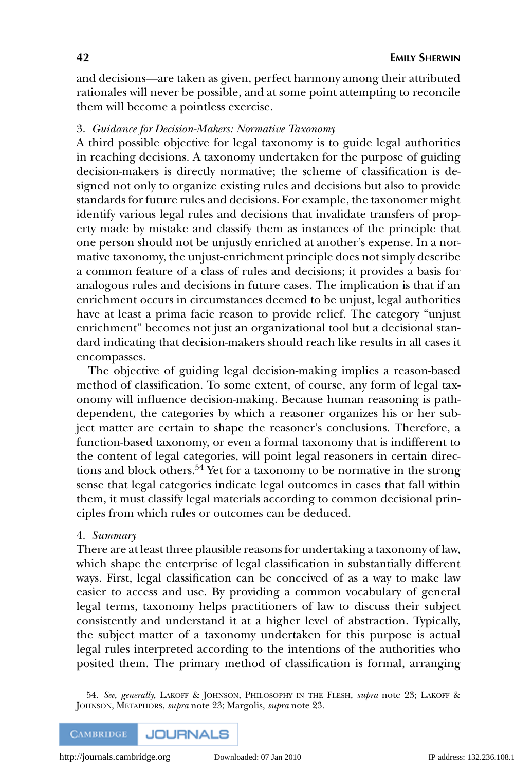and decisions—are taken as given, perfect harmony among their attributed rationales will never be possible, and at some point attempting to reconcile them will become a pointless exercise.

3. *Guidance for Decision-Makers: Normative Taxonomy*

A third possible objective for legal taxonomy is to guide legal authorities in reaching decisions. A taxonomy undertaken for the purpose of guiding decision-makers is directly normative; the scheme of classification is designed not only to organize existing rules and decisions but also to provide standards for future rules and decisions. For example, the taxonomer might identify various legal rules and decisions that invalidate transfers of property made by mistake and classify them as instances of the principle that one person should not be unjustly enriched at another's expense. In a normative taxonomy, the unjust-enrichment principle does not simply describe a common feature of a class of rules and decisions; it provides a basis for analogous rules and decisions in future cases. The implication is that if an enrichment occurs in circumstances deemed to be unjust, legal authorities have at least a prima facie reason to provide relief. The category "unjust enrichment" becomes not just an organizational tool but a decisional standard indicating that decision-makers should reach like results in all cases it encompasses.

The objective of guiding legal decision-making implies a reason-based method of classification. To some extent, of course, any form of legal taxonomy will influence decision-making. Because human reasoning is path-dependent, the categories by which a reasoner organizes his or her subject matter are certain to shape the reasoner's conclusions. Therefore, a function-based taxonomy, or even a formal taxonomy that is indifferent to the content of legal categories, will point legal reasoners in certain directions and block others.[54] Yet for a taxonomy to be normative in the strong sense that legal categories indicate legal outcomes in cases that fall within them, it must classify legal materials according to common decisional principles from which rules or outcomes can be deduced.

4. *Summary*

There are at least three plausible reasons for undertaking a taxonomy of law, which shape the enterprise of legal classification in substantially different ways. First, legal classification can be conceived of as a way to make law easier to access and use. By providing a common vocabulary of general legal terms, taxonomy helps practitioners of law to discuss their subject consistently and understand it at a higher level of abstraction. Typically, the subject matter of a taxonomy undertaken for this purpose is actual legal rules interpreted according to the intentions of the authorities who posited them. The primary method of classification is formal, arranging

54. *See, generally*, Lakoff & Johnson, Philosophy in the Flesh, *supra* note 23; Lakoff & Johnson, Metaphors, *supra* note 23; Margolis, *supra* note 23.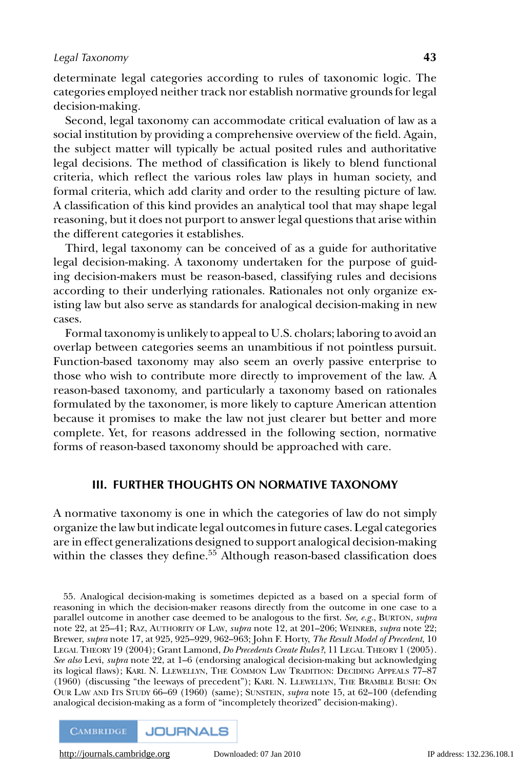determinate legal categories according to rules of taxonomic logic. The categories employed neither track nor establish normative grounds for legal decision-making.

Second, legal taxonomy can accommodate critical evaluation of law as a social institution by providing a comprehensive overview of the field. Again, the subject matter will typically be actual posited rules and authoritative legal decisions. The method of classification is likely to blend functional criteria, which reflect the various roles law plays in human society, and formal criteria, which add clarity and order to the resulting picture of law. A classification of this kind provides an analytical tool that may shape legal reasoning, but it does not purport to answer legal questions that arise within the different categories it establishes.

Third, legal taxonomy can be conceived of as a guide for authoritative legal decision-making. A taxonomy undertaken for the purpose of guiding decision-makers must be reason-based, classifying rules and decisions according to their underlying rationales. Rationales not only organize existing law but also serve as standards for analogical decision-making in new cases.

Formal taxonomy is unlikely to appeal to U.S. cholars; laboring to avoid an overlap between categories seems an unambitious if not pointless pursuit. Function-based taxonomy may also seem an overly passive enterprise to those who wish to contribute more directly to improvement of the law. A reason-based taxonomy, and particularly a taxonomy based on rationales formulated by the taxonomer, is more likely to capture American attention because it promises to make the law not just clearer but better and more complete. Yet, for reasons addressed in the following section, normative forms of reason-based taxonomy should be approached with care.

## III. FURTHER THOUGHTS ON NORMATIVE TAXONOMY

A normative taxonomy is one in which the categories of law do not simply organize the law but indicate legal outcomes in future cases. Legal categories are in effect generalizations designed to support analogical decision-making within the classes they define.[55] Although reason-based classification does

55. Analogical decision-making is sometimes depicted as a based on a special form of reasoning in which the decision-maker reasons directly from the outcome in one case to a parallel outcome in another case deemed to be analogous to the first. *See, e.g.*, BURTON, *supra* note 22, at 25–41; RAZ, AUTHORITY OF LAW, *supra* note 12, at 201–206; WEINREB, *supra* note 22; Brewer, *supra* note 17, at 925, 925–929, 962–963; John F. Horty, *The Result Model of Precedent*, 10 LEGAL THEORY 19 (2004); Grant Lamond, *Do Precedents Create Rules?*, 11 LEGAL THEORY 1 (2005). *See also* Levi, *supra* note 22, at 1–6 (endorsing analogical decision-making but acknowledging its logical flaws); KARL N. LLEWELLYN, THE COMMON LAW TRADITION: DECIDING APPEALS 77–87 (1960) (discussing "the leeways of precedent"); KARL N. LLEWELLYN, THE BRAMBLE BUSH: ON OUR LAW AND ITS STUDY 66–69 (1960) (same); SUNSTEIN, *supra* note 15, at 62–100 (defending analogical decision-making as a form of "incompletely theorized" decision-making).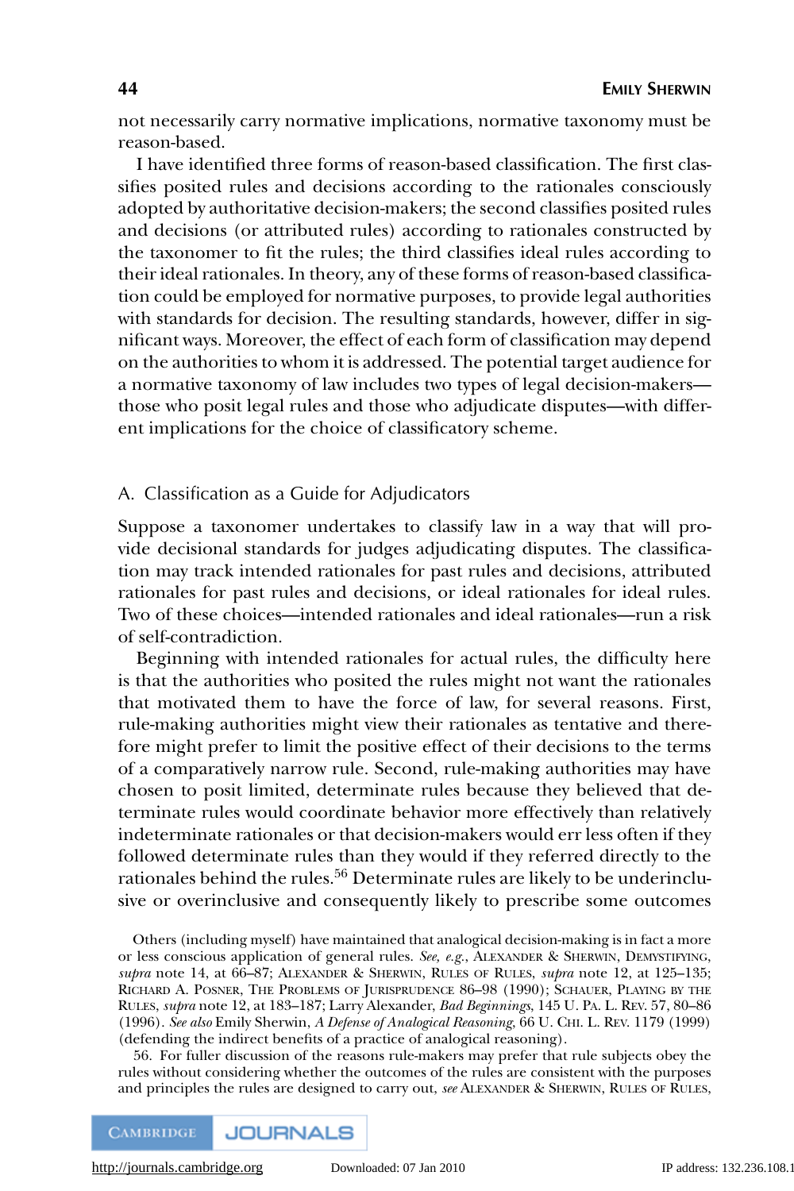not necessarily carry normative implications, normative taxonomy must be reason-based.

I have identified three forms of reason-based classification. The first classifies posited rules and decisions according to the rationales consciously adopted by authoritative decision-makers; the second classifies posited rules and decisions (or attributed rules) according to rationales constructed by the taxonomer to fit the rules; the third classifies ideal rules according to their ideal rationales. In theory, any of these forms of reason-based classification could be employed for normative purposes, to provide legal authorities with standards for decision. The resulting standards, however, differ in significant ways. Moreover, the effect of each form of classification may depend on the authorities to whom it is addressed. The potential target audience for a normative taxonomy of law includes two types of legal decision-makers—those who posit legal rules and those who adjudicate disputes—with different implications for the choice of classificatory scheme.

## A. Classification as a Guide for Adjudicators

Suppose a taxonomer undertakes to classify law in a way that will provide decisional standards for judges adjudicating disputes. The classification may track intended rationales for past rules and decisions, attributed rationales for past rules and decisions, or ideal rationales for ideal rules. Two of these choices—intended rationales and ideal rationales—run a risk of self-contradiction.

Beginning with intended rationales for actual rules, the difficulty here is that the authorities who posited the rules might not want the rationales that motivated them to have the force of law, for several reasons. First, rule-making authorities might view their rationales as tentative and therefore might prefer to limit the positive effect of their decisions to the terms of a comparatively narrow rule. Second, rule-making authorities may have chosen to posit limited, determinate rules because they believed that determinate rules would coordinate behavior more effectively than relatively indeterminate rationales or that decision-makers would err less often if they followed determinate rules than they would if they referred directly to the rationales behind the rules.[56] Determinate rules are likely to be underinclusive or overinclusive and consequently likely to prescribe some outcomes

Others (including myself) have maintained that analogical decision-making is in fact a more or less conscious application of general rules. *See, e.g.*, ALEXANDER & SHERWIN, DEMYSTIFYING, *supra* note 14, at 66–87; ALEXANDER & SHERWIN, RULES OF RULES, *supra* note 12, at 125–135; RICHARD A. POSNER, THE PROBLEMS OF JURISPRUDENCE 86–98 (1990); SCHAUER, PLAYING BY THE RULES, *supra* note 12, at 183–187; Larry Alexander, *Bad Beginnings*, 145 U. PA. L. REV. 57, 80–86 (1996). *See also* Emily Sherwin, *A Defense of Analogical Reasoning*, 66 U. CHI. L. REV. 1179 (1999) (defending the indirect benefits of a practice of analogical reasoning).

56. For fuller discussion of the reasons rule-makers may prefer that rule subjects obey the rules without considering whether the outcomes of the rules are consistent with the purposes and principles the rules are designed to carry out, *see* ALEXANDER & SHERWIN, RULES OF RULES,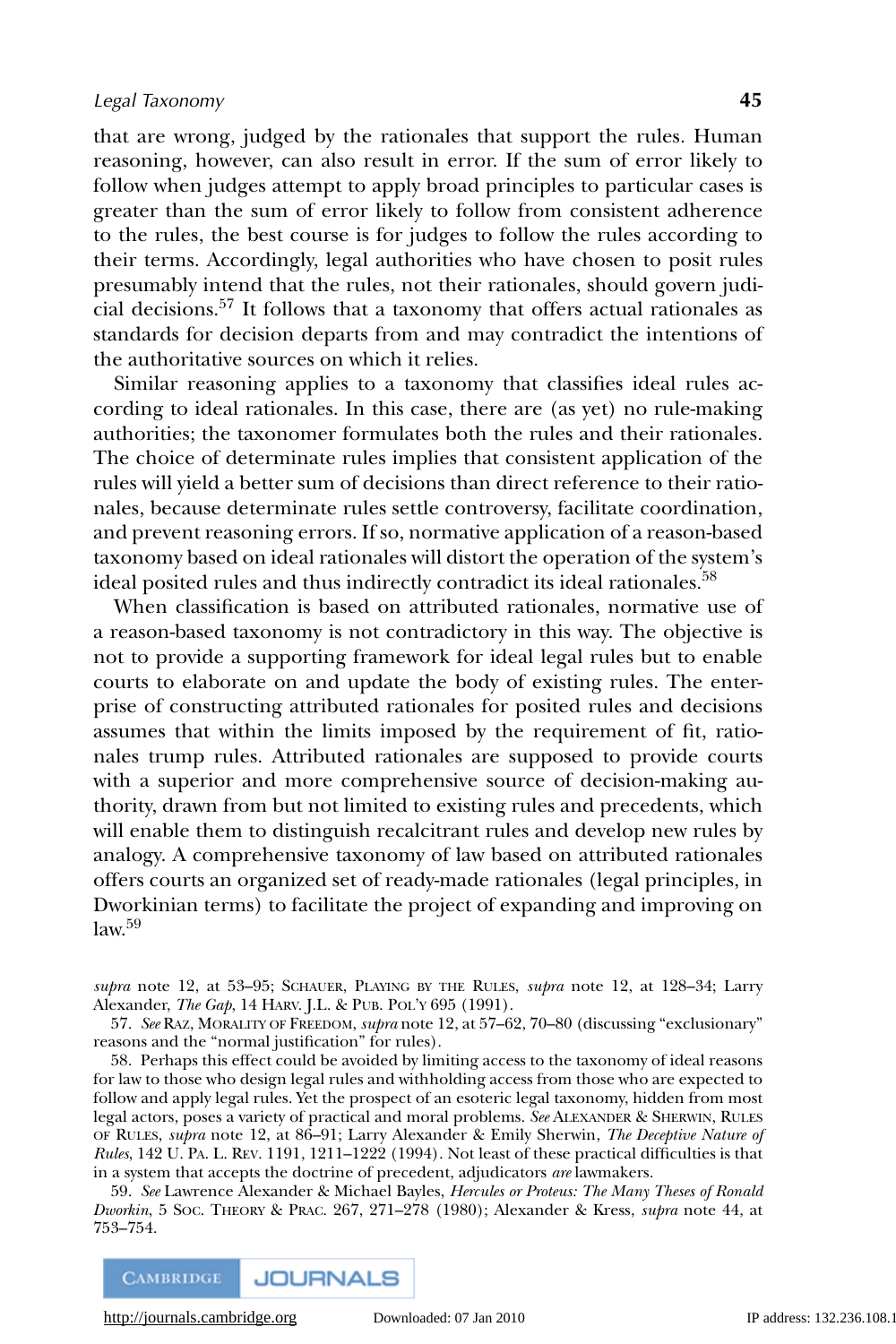that are wrong, judged by the rationales that support the rules. Human reasoning, however, can also result in error. If the sum of error likely to follow when judges attempt to apply broad principles to particular cases is greater than the sum of error likely to follow from consistent adherence to the rules, the best course is for judges to follow the rules according to their terms. Accordingly, legal authorities who have chosen to posit rules presumably intend that the rules, not their rationales, should govern judicial decisions.[57] It follows that a taxonomy that offers actual rationales as standards for decision departs from and may contradict the intentions of the authoritative sources on which it relies.

Similar reasoning applies to a taxonomy that classifies ideal rules according to ideal rationales. In this case, there are (as yet) no rule-making authorities; the taxonomer formulates both the rules and their rationales. The choice of determinate rules implies that consistent application of the rules will yield a better sum of decisions than direct reference to their rationales, because determinate rules settle controversy, facilitate coordination, and prevent reasoning errors. If so, normative application of a reason-based taxonomy based on ideal rationales will distort the operation of the system's ideal posited rules and thus indirectly contradict its ideal rationales.[58]

When classification is based on attributed rationales, normative use of a reason-based taxonomy is not contradictory in this way. The objective is not to provide a supporting framework for ideal legal rules but to enable courts to elaborate on and update the body of existing rules. The enterprise of constructing attributed rationales for posited rules and decisions assumes that within the limits imposed by the requirement of fit, rationales trump rules. Attributed rationales are supposed to provide courts with a superior and more comprehensive source of decision-making authority, drawn from but not limited to existing rules and precedents, which will enable them to distinguish recalcitrant rules and develop new rules by analogy. A comprehensive taxonomy of law based on attributed rationales offers courts an organized set of ready-made rationales (legal principles, in Dworkinian terms) to facilitate the project of expanding and improving on law.[59]

*supra* note 12, at 53–95; SCHAUER, PLAYING BY THE RULES, *supra* note 12, at 128–34; Larry Alexander, *The Gap*, 14 HARV. J.L. & PUB. POL'Y 695 (1991).

57. *See* RAZ, MORALITY OF FREEDOM, *supra* note 12, at 57–62, 70–80 (discussing "exclusionary" reasons and the "normal justification" for rules).

58. Perhaps this effect could be avoided by limiting access to the taxonomy of ideal reasons for law to those who design legal rules and withholding access from those who are expected to follow and apply legal rules. Yet the prospect of an esoteric legal taxonomy, hidden from most legal actors, poses a variety of practical and moral problems. *See* ALEXANDER & SHERWIN, RULES OF RULES, *supra* note 12, at 86–91; Larry Alexander & Emily Sherwin, *The Deceptive Nature of Rules*, 142 U. PA. L. REV. 1191, 1211–1222 (1994). Not least of these practical difficulties is that in a system that accepts the doctrine of precedent, adjudicators *are* lawmakers.

59. *See* Lawrence Alexander & Michael Bayles, *Hercules or Proteus: The Many Theses of Ronald Dworkin*, 5 SOC. THEORY & PRAC. 267, 271–278 (1980); Alexander & Kress, *supra* note 44, at 753–754.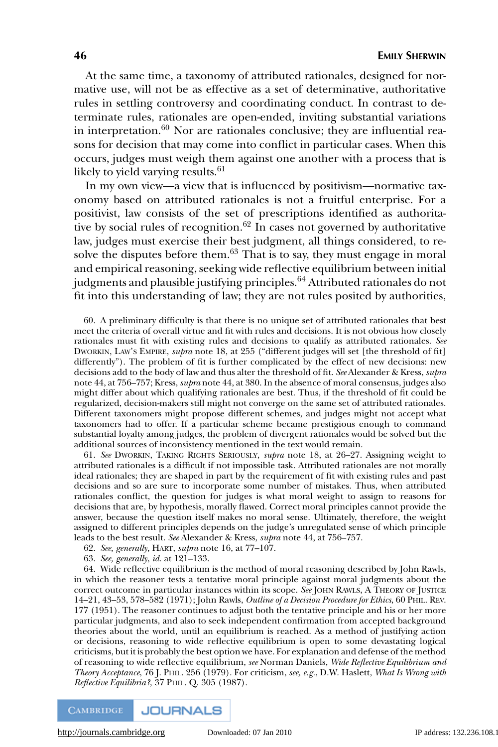At the same time, a taxonomy of attributed rationales, designed for normative use, will not be as effective as a set of determinative, authoritative rules in settling controversy and coordinating conduct. In contrast to determinate rules, rationales are open-ended, inviting substantial variations in interpretation.[60] Nor are rationales conclusive; they are influential reasons for decision that may come into conflict in particular cases. When this occurs, judges must weigh them against one another with a process that is likely to yield varying results.[61]

In my own view—a view that is influenced by positivism—normative taxonomy based on attributed rationales is not a fruitful enterprise. For a positivist, law consists of the set of prescriptions identified as authoritative by social rules of recognition.[62] In cases not governed by authoritative law, judges must exercise their best judgment, all things considered, to resolve the disputes before them.[63] That is to say, they must engage in moral and empirical reasoning, seeking wide reflective equilibrium between initial judgments and plausible justifying principles.[64] Attributed rationales do not fit into this understanding of law; they are not rules posited by authorities,

60. A preliminary difficulty is that there is no unique set of attributed rationales that best meet the criteria of overall virtue and fit with rules and decisions. It is not obvious how closely rationales must fit with existing rules and decisions to qualify as attributed rationales. *See* DWORKIN, LAW'S EMPIRE, *supra* note 18, at 255 ("different judges will set [the threshold of fit] differently"). The problem of fit is further complicated by the effect of new decisions: new decisions add to the body of law and thus alter the threshold of fit. *See* Alexander & Kress, *supra* note 44, at 756–757; Kress, *supra* note 44, at 380. In the absence of moral consensus, judges also might differ about which qualifying rationales are best. Thus, if the threshold of fit could be regularized, decision-makers still might not converge on the same set of attributed rationales. Different taxonomers might propose different schemes, and judges might not accept what taxonomers had to offer. If a particular scheme became prestigious enough to command substantial loyalty among judges, the problem of divergent rationales would be solved but the additional sources of inconsistency mentioned in the text would remain.

61. *See* DWORKIN, TAKING RIGHTS SERIOUSLY, *supra* note 18, at 26–27. Assigning weight to attributed rationales is a difficult if not impossible task. Attributed rationales are not morally ideal rationales; they are shaped in part by the requirement of fit with existing rules and past decisions and so are sure to incorporate some number of mistakes. Thus, when attributed rationales conflict, the question for judges is what moral weight to assign to reasons for decisions that are, by hypothesis, morally flawed. Correct moral principles cannot provide the answer, because the question itself makes no moral sense. Ultimately, therefore, the weight assigned to different principles depends on the judge's unregulated sense of which principle leads to the best result. *See* Alexander & Kress, *supra* note 44, at 756–757.

62. *See, generally*, HART, *supra* note 16, at 77–107.

63. *See, generally*, *id.* at 121–133.

64. Wide reflective equilibrium is the method of moral reasoning described by John Rawls, in which the reasoner tests a tentative moral principle against moral judgments about the correct outcome in particular instances within its scope. *See* JOHN RAWLS, A THEORY OF JUSTICE 14–21, 43–53, 578–582 (1971); John Rawls, *Outline of a Decision Procedure for Ethics*, 60 PHIL. REV. 177 (1951). The reasoner continues to adjust both the tentative principle and his or her more particular judgments, and also to seek independent confirmation from accepted background theories about the world, until an equilibrium is reached. As a method of justifying action or decisions, reasoning to wide reflective equilibrium is open to some devastating logical criticisms, but it is probably the best option we have. For explanation and defense of the method of reasoning to wide reflective equilibrium, *see* Norman Daniels, *Wide Reflective Equilibrium and Theory Acceptance*, 76 J. PHIL. 256 (1979). For criticism, *see, e.g.*, D.W. Haslett, *What Is Wrong with Reflective Equilibria?*, 37 PHIL. Q. 305 (1987).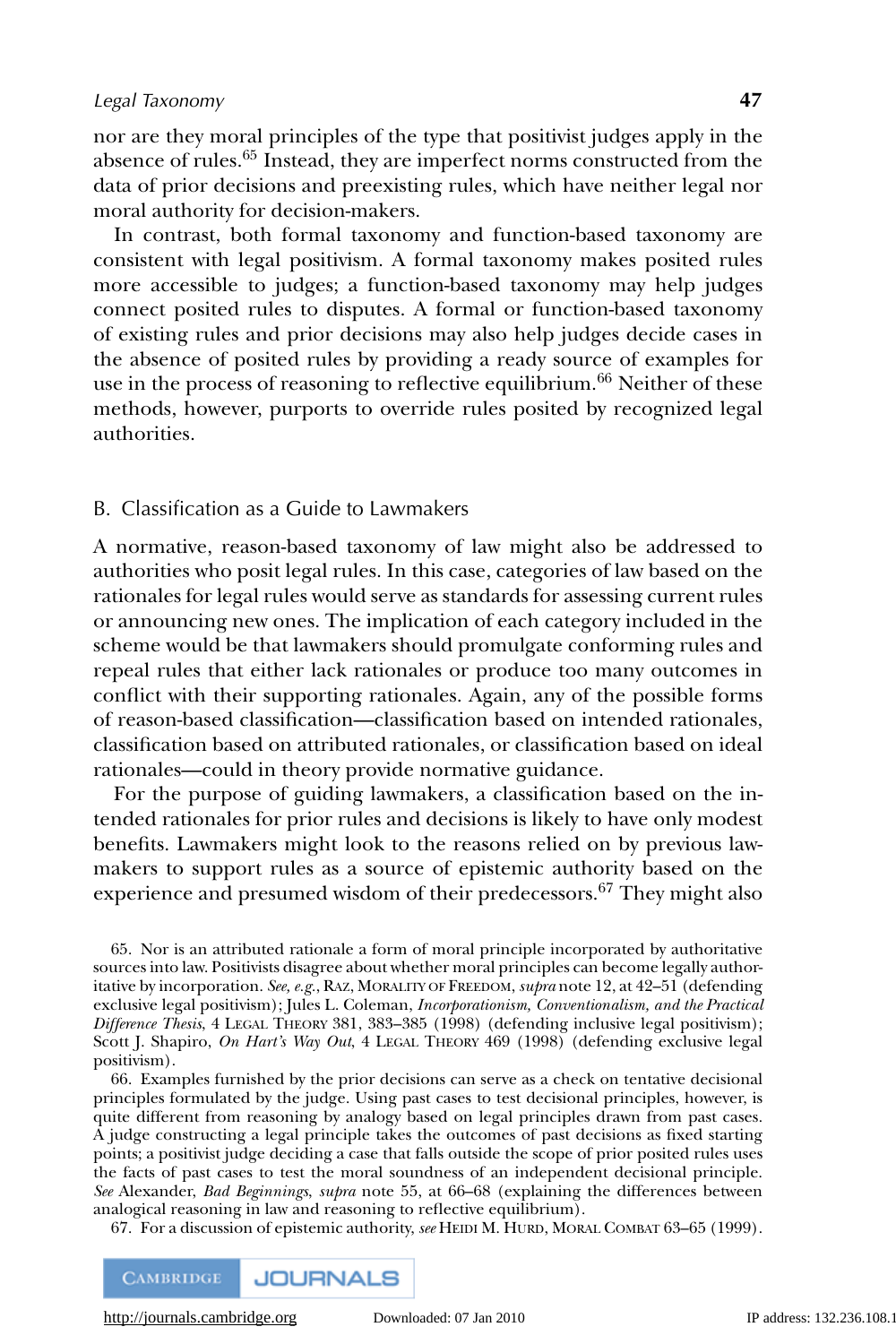nor are they moral principles of the type that positivist judges apply in the absence of rules.[65] Instead, they are imperfect norms constructed from the data of prior decisions and preexisting rules, which have neither legal nor moral authority for decision-makers.

In contrast, both formal taxonomy and function-based taxonomy are consistent with legal positivism. A formal taxonomy makes posited rules more accessible to judges; a function-based taxonomy may help judges connect posited rules to disputes. A formal or function-based taxonomy of existing rules and prior decisions may also help judges decide cases in the absence of posited rules by providing a ready source of examples for use in the process of reasoning to reflective equilibrium.[66] Neither of these methods, however, purports to override rules posited by recognized legal authorities.

## B. Classification as a Guide to Lawmakers

A normative, reason-based taxonomy of law might also be addressed to authorities who posit legal rules. In this case, categories of law based on the rationales for legal rules would serve as standards for assessing current rules or announcing new ones. The implication of each category included in the scheme would be that lawmakers should promulgate conforming rules and repeal rules that either lack rationales or produce too many outcomes in conflict with their supporting rationales. Again, any of the possible forms of reason-based classification—classification based on intended rationales, classification based on attributed rationales, or classification based on ideal rationales—could in theory provide normative guidance.

For the purpose of guiding lawmakers, a classification based on the intended rationales for prior rules and decisions is likely to have only modest benefits. Lawmakers might look to the reasons relied on by previous lawmakers to support rules as a source of epistemic authority based on the experience and presumed wisdom of their predecessors.[67] They might also

65. Nor is an attributed rationale a form of moral principle incorporated by authoritative sources into law. Positivists disagree about whether moral principles can become legally authoritative by incorporation. *See, e.g.*, Raz, Morality of Freedom, *supra* note 12, at 42–51 (defending exclusive legal positivism); Jules L. Coleman, *Incorporationism, Conventionalism, and the Practical Difference Thesis*, 4 Legal Theory 381, 383–385 (1998) (defending inclusive legal positivism); Scott J. Shapiro, *On Hart's Way Out*, 4 Legal Theory 469 (1998) (defending exclusive legal positivism).

66. Examples furnished by the prior decisions can serve as a check on tentative decisional principles formulated by the judge. Using past cases to test decisional principles, however, is quite different from reasoning by analogy based on legal principles drawn from past cases. A judge constructing a legal principle takes the outcomes of past decisions as fixed starting points; a positivist judge deciding a case that falls outside the scope of prior posited rules uses the facts of past cases to test the moral soundness of an independent decisional principle. *See* Alexander, *Bad Beginnings*, *supra* note 55, at 66–68 (explaining the differences between analogical reasoning in law and reasoning to reflective equilibrium).

67. For a discussion of epistemic authority, *see* Heidi M. Hurd, Moral Combat 63–65 (1999).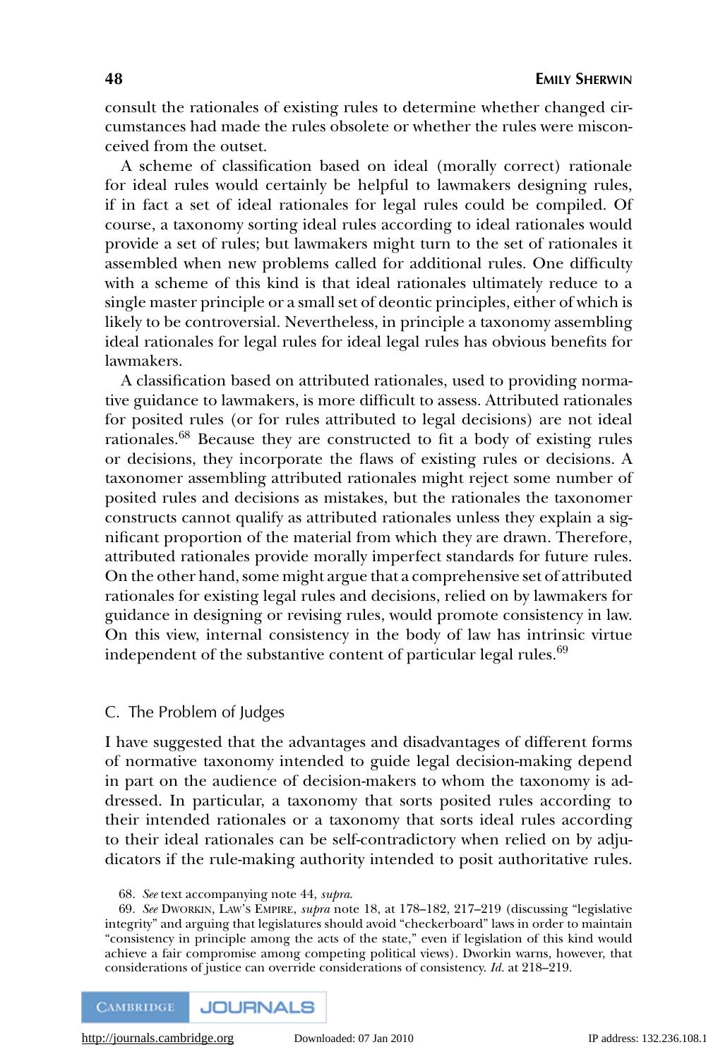consult the rationales of existing rules to determine whether changed circumstances had made the rules obsolete or whether the rules were misconceived from the outset.

A scheme of classification based on ideal (morally correct) rationale for ideal rules would certainly be helpful to lawmakers designing rules, if in fact a set of ideal rationales for legal rules could be compiled. Of course, a taxonomy sorting ideal rules according to ideal rationales would provide a set of rules; but lawmakers might turn to the set of rationales it assembled when new problems called for additional rules. One difficulty with a scheme of this kind is that ideal rationales ultimately reduce to a single master principle or a small set of deontic principles, either of which is likely to be controversial. Nevertheless, in principle a taxonomy assembling ideal rationales for legal rules for ideal legal rules has obvious benefits for lawmakers.

A classification based on attributed rationales, used to providing normative guidance to lawmakers, is more difficult to assess. Attributed rationales for posited rules (or for rules attributed to legal decisions) are not ideal rationales.[68] Because they are constructed to fit a body of existing rules or decisions, they incorporate the flaws of existing rules or decisions. A taxonomer assembling attributed rationales might reject some number of posited rules and decisions as mistakes, but the rationales the taxonomer constructs cannot qualify as attributed rationales unless they explain a significant proportion of the material from which they are drawn. Therefore, attributed rationales provide morally imperfect standards for future rules. On the other hand, some might argue that a comprehensive set of attributed rationales for existing legal rules and decisions, relied on by lawmakers for guidance in designing or revising rules, would promote consistency in law. On this view, internal consistency in the body of law has intrinsic virtue independent of the substantive content of particular legal rules.[69]

## C. The Problem of Judges

I have suggested that the advantages and disadvantages of different forms of normative taxonomy intended to guide legal decision-making depend in part on the audience of decision-makers to whom the taxonomy is addressed. In particular, a taxonomy that sorts posited rules according to their intended rationales or a taxonomy that sorts ideal rules according to their ideal rationales can be self-contradictory when relied on by adjudicators if the rule-making authority intended to posit authoritative rules.

68. *See* text accompanying note 44, *supra.*

69. *See* Dworkin, Law's Empire, *supra* note 18, at 178–182, 217–219 (discussing "legislative integrity" and arguing that legislatures should avoid "checkerboard" laws in order to maintain "consistency in principle among the acts of the state," even if legislation of this kind would achieve a fair compromise among competing political views). Dworkin warns, however, that considerations of justice can override considerations of consistency. *Id.* at 218–219.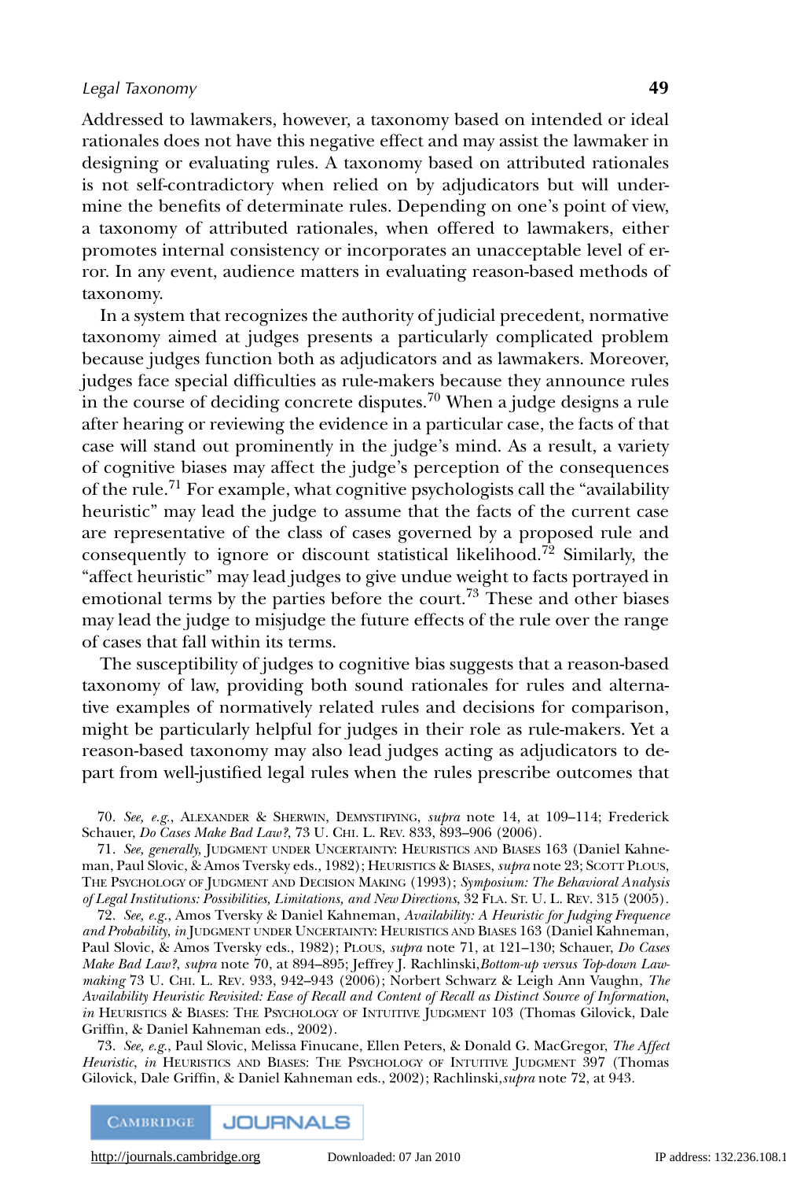Addressed to lawmakers, however, a taxonomy based on intended or ideal rationales does not have this negative effect and may assist the lawmaker in designing or evaluating rules. A taxonomy based on attributed rationales is not self-contradictory when relied on by adjudicators but will undermine the benefits of determinate rules. Depending on one's point of view, a taxonomy of attributed rationales, when offered to lawmakers, either promotes internal consistency or incorporates an unacceptable level of error. In any event, audience matters in evaluating reason-based methods of taxonomy.

In a system that recognizes the authority of judicial precedent, normative taxonomy aimed at judges presents a particularly complicated problem because judges function both as adjudicators and as lawmakers. Moreover, judges face special difficulties as rule-makers because they announce rules in the course of deciding concrete disputes.[70] When a judge designs a rule after hearing or reviewing the evidence in a particular case, the facts of that case will stand out prominently in the judge's mind. As a result, a variety of cognitive biases may affect the judge's perception of the consequences of the rule.[71] For example, what cognitive psychologists call the "availability heuristic" may lead the judge to assume that the facts of the current case are representative of the class of cases governed by a proposed rule and consequently to ignore or discount statistical likelihood.[72] Similarly, the "affect heuristic" may lead judges to give undue weight to facts portrayed in emotional terms by the parties before the court.[73] These and other biases may lead the judge to misjudge the future effects of the rule over the range of cases that fall within its terms.

The susceptibility of judges to cognitive bias suggests that a reason-based taxonomy of law, providing both sound rationales for rules and alternative examples of normatively related rules and decisions for comparison, might be particularly helpful for judges in their role as rule-makers. Yet a reason-based taxonomy may also lead judges acting as adjudicators to depart from well-justified legal rules when the rules prescribe outcomes that

70. *See, e.g.*, Alexander & Sherwin, Demystifying, *supra* note 14, at 109–114; Frederick Schauer, *Do Cases Make Bad Law?*, 73 U. Chi. L. Rev. 833, 893–906 (2006).

71. *See, generally,* Judgment under Uncertainty: Heuristics and Biases 163 (Daniel Kahneman, Paul Slovic, & Amos Tversky eds., 1982); Heuristics & Biases, *supra* note 23; Scott Plous, The Psychology of Judgment and Decision Making (1993); *Symposium: The Behavioral Analysis of Legal Institutions: Possibilities, Limitations, and New Directions*, 32 Fla. St. U. L. Rev. 315 (2005).

72. *See, e.g.*, Amos Tversky & Daniel Kahneman, *Availability: A Heuristic for Judging Frequence and Probability*, *in* Judgment under Uncertainty: Heuristics and Biases 163 (Daniel Kahneman, Paul Slovic, & Amos Tversky eds., 1982); Plous, *supra* note 71, at 121–130; Schauer, *Do Cases Make Bad Law?*, *supra* note 70, at 894–895; Jeffrey J. Rachlinski, *Bottom-up versus Top-down Lawmaking* 73 U. Chi. L. Rev. 933, 942–943 (2006); Norbert Schwarz & Leigh Ann Vaughn, *The Availability Heuristic Revisited: Ease of Recall and Content of Recall as Distinct Source of Information*, *in* Heuristics & Biases: The Psychology of Intuitive Judgment 103 (Thomas Gilovick, Dale Griffin, & Daniel Kahneman eds., 2002).

73. *See, e.g.*, Paul Slovic, Melissa Finucane, Ellen Peters, & Donald G. MacGregor, *The Affect Heuristic*, *in* Heuristics and Biases: The Psychology of Intuitive Judgment 397 (Thomas Gilovick, Dale Griffin, & Daniel Kahneman eds., 2002); Rachlinski, *supra* note 72, at 943.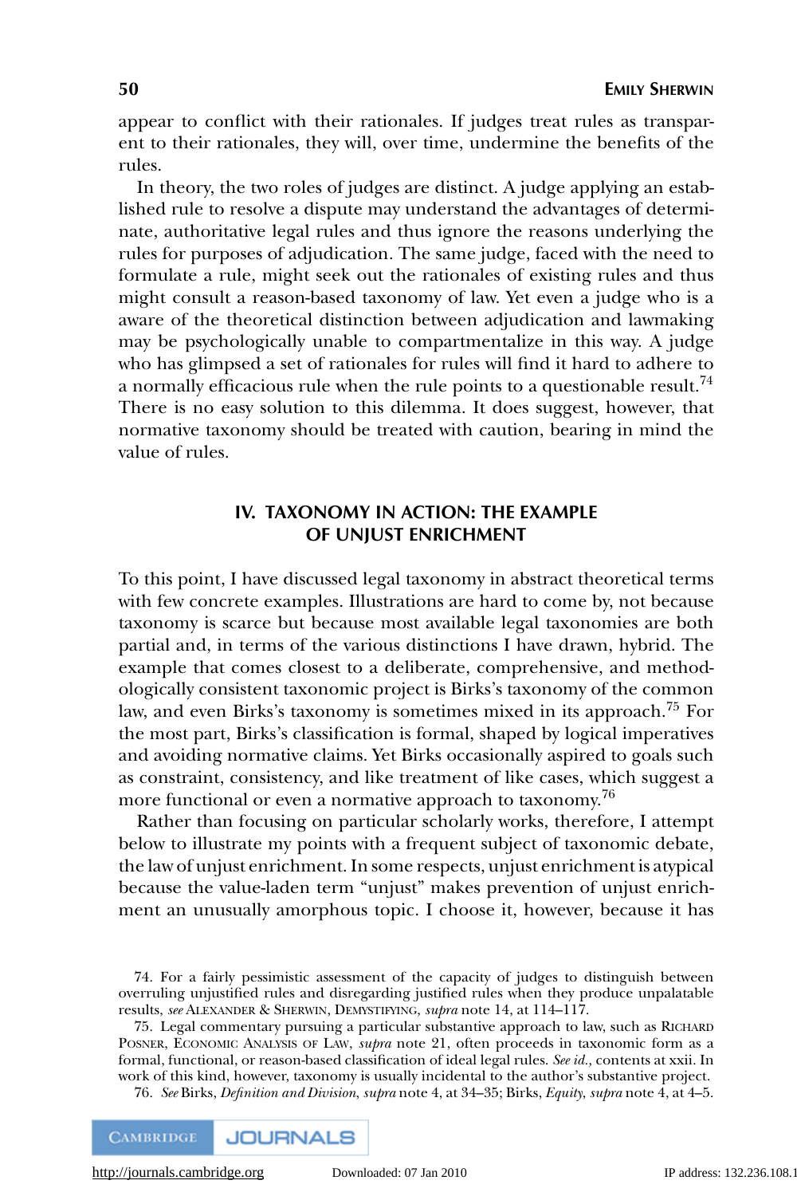appear to conflict with their rationales. If judges treat rules as transparent to their rationales, they will, over time, undermine the benefits of the rules.

In theory, the two roles of judges are distinct. A judge applying an established rule to resolve a dispute may understand the advantages of determinate, authoritative legal rules and thus ignore the reasons underlying the rules for purposes of adjudication. The same judge, faced with the need to formulate a rule, might seek out the rationales of existing rules and thus might consult a reason-based taxonomy of law. Yet even a judge who is a aware of the theoretical distinction between adjudication and lawmaking may be psychologically unable to compartmentalize in this way. A judge who has glimpsed a set of rationales for rules will find it hard to adhere to a normally efficacious rule when the rule points to a questionable result.[74] There is no easy solution to this dilemma. It does suggest, however, that normative taxonomy should be treated with caution, bearing in mind the value of rules.

## IV. TAXONOMY IN ACTION: THE EXAMPLE OF UNJUST ENRICHMENT

To this point, I have discussed legal taxonomy in abstract theoretical terms with few concrete examples. Illustrations are hard to come by, not because taxonomy is scarce but because most available legal taxonomies are both partial and, in terms of the various distinctions I have drawn, hybrid. The example that comes closest to a deliberate, comprehensive, and methodologically consistent taxonomic project is Birks's taxonomy of the common law, and even Birks's taxonomy is sometimes mixed in its approach.[75] For the most part, Birks's classification is formal, shaped by logical imperatives and avoiding normative claims. Yet Birks occasionally aspired to goals such as constraint, consistency, and like treatment of like cases, which suggest a more functional or even a normative approach to taxonomy.[76]

Rather than focusing on particular scholarly works, therefore, I attempt below to illustrate my points with a frequent subject of taxonomic debate, the law of unjust enrichment. In some respects, unjust enrichment is atypical because the value-laden term "unjust" makes prevention of unjust enrichment an unusually amorphous topic. I choose it, however, because it has

74. For a fairly pessimistic assessment of the capacity of judges to distinguish between overruling unjustified rules and disregarding justified rules when they produce unpalatable results, *see* Alexander & Sherwin, Demystifying, *supra* note 14, at 114–117.

75. Legal commentary pursuing a particular substantive approach to law, such as Richard Posner, Economic Analysis of Law, *supra* note 21, often proceeds in taxonomic form as a formal, functional, or reason-based classification of ideal legal rules. *See id.,* contents at xxii. In work of this kind, however, taxonomy is usually incidental to the author's substantive project.

76. *See* Birks, *Definition and Division*, *supra* note 4, at 34–35; Birks, *Equity*, *supra* note 4, at 4–5.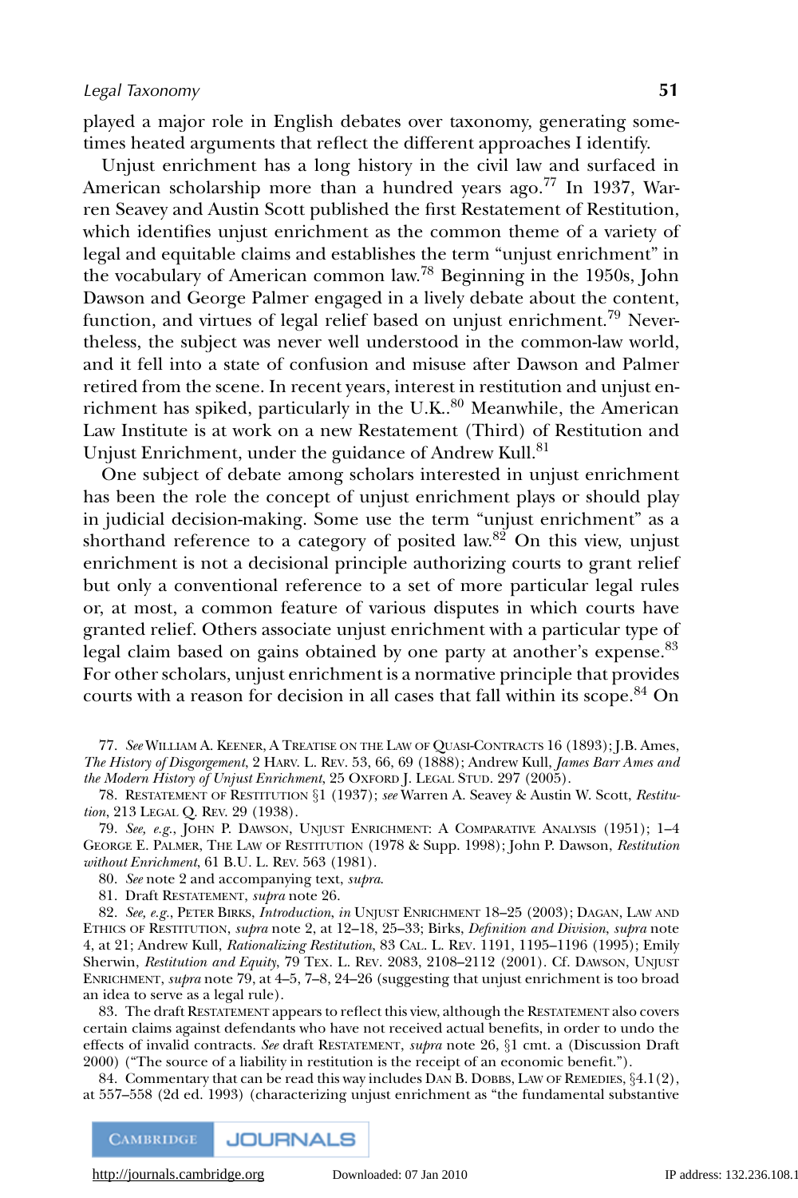played a major role in English debates over taxonomy, generating sometimes heated arguments that reflect the different approaches I identify.

Unjust enrichment has a long history in the civil law and surfaced in American scholarship more than a hundred years ago.[77] In 1937, Warren Seavey and Austin Scott published the first Restatement of Restitution, which identifies unjust enrichment as the common theme of a variety of legal and equitable claims and establishes the term "unjust enrichment" in the vocabulary of American common law.[78] Beginning in the 1950s, John Dawson and George Palmer engaged in a lively debate about the content, function, and virtues of legal relief based on unjust enrichment.[79] Nevertheless, the subject was never well understood in the common-law world, and it fell into a state of confusion and misuse after Dawson and Palmer retired from the scene. In recent years, interest in restitution and unjust enrichment has spiked, particularly in the U.K..[80] Meanwhile, the American Law Institute is at work on a new Restatement (Third) of Restitution and Unjust Enrichment, under the guidance of Andrew Kull.[81]

One subject of debate among scholars interested in unjust enrichment has been the role the concept of unjust enrichment plays or should play in judicial decision-making. Some use the term "unjust enrichment" as a shorthand reference to a category of posited law.[82] On this view, unjust enrichment is not a decisional principle authorizing courts to grant relief but only a conventional reference to a set of more particular legal rules or, at most, a common feature of various disputes in which courts have granted relief. Others associate unjust enrichment with a particular type of legal claim based on gains obtained by one party at another's expense.[83] For other scholars, unjust enrichment is a normative principle that provides courts with a reason for decision in all cases that fall within its scope.[84] On

77. *See* William A. Keener, A Treatise on the Law of Quasi-Contracts 16 (1893); J.B. Ames, *The History of Disgorgement*, 2 Harv. L. Rev. 53, 66, 69 (1888); Andrew Kull, *James Barr Ames and the Modern History of Unjust Enrichment*, 25 Oxford J. Legal Stud. 297 (2005).

78. Restatement of Restitution §1 (1937); *see* Warren A. Seavey & Austin W. Scott, *Restitution*, 213 Legal Q. Rev. 29 (1938).

79. *See, e.g.*, John P. Dawson, Unjust Enrichment: A Comparative Analysis (1951); 1–4 George E. Palmer, The Law of Restitution (1978 & Supp. 1998); John P. Dawson, *Restitution without Enrichment*, 61 B.U. L. Rev. 563 (1981).

80. *See* note 2 and accompanying text, *supra*.

81. Draft Restatement, *supra* note 26.

82. *See, e.g.*, Peter Birks, *Introduction*, *in* Unjust Enrichment 18–25 (2003); Dagan, Law and Ethics of Restitution, *supra* note 2, at 12–18, 25–33; Birks, *Definition and Division*, *supra* note 4, at 21; Andrew Kull, *Rationalizing Restitution*, 83 Cal. L. Rev. 1191, 1195–1196 (1995); Emily Sherwin, *Restitution and Equity*, 79 Tex. L. Rev. 2083, 2108–2112 (2001). Cf. Dawson, Unjust Enrichment, *supra* note 79, at 4–5, 7–8, 24–26 (suggesting that unjust enrichment is too broad an idea to serve as a legal rule).

83. The draft Restatement appears to reflect this view, although the Restatement also covers certain claims against defendants who have not received actual benefits, in order to undo the effects of invalid contracts. *See* draft Restatement, *supra* note 26, §1 cmt. a (Discussion Draft 2000) ("The source of a liability in restitution is the receipt of an economic benefit.").

84. Commentary that can be read this way includes Dan B. Dobbs, Law of Remedies, §4.1(2), at 557–558 (2d ed. 1993) (characterizing unjust enrichment as "the fundamental substantive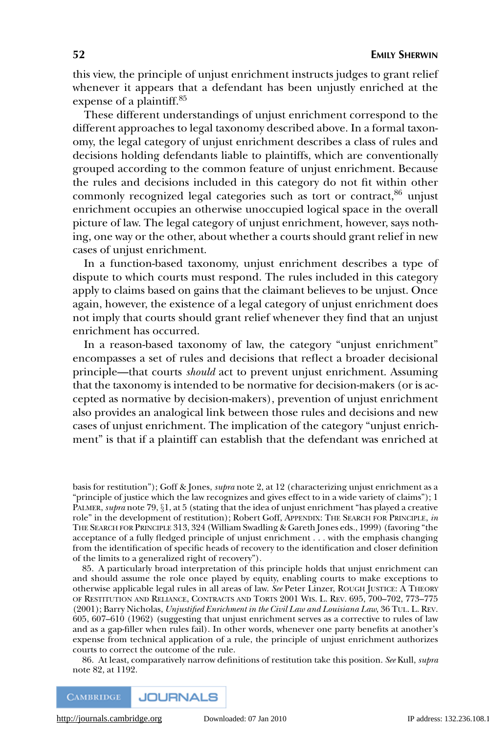this view, the principle of unjust enrichment instructs judges to grant relief whenever it appears that a defendant has been unjustly enriched at the expense of a plaintiff.[85]

These different understandings of unjust enrichment correspond to the different approaches to legal taxonomy described above. In a formal taxonomy, the legal category of unjust enrichment describes a class of rules and decisions holding defendants liable to plaintiffs, which are conventionally grouped according to the common feature of unjust enrichment. Because the rules and decisions included in this category do not fit within other commonly recognized legal categories such as tort or contract,[86] unjust enrichment occupies an otherwise unoccupied logical space in the overall picture of law. The legal category of unjust enrichment, however, says nothing, one way or the other, about whether a courts should grant relief in new cases of unjust enrichment.

In a function-based taxonomy, unjust enrichment describes a type of dispute to which courts must respond. The rules included in this category apply to claims based on gains that the claimant believes to be unjust. Once again, however, the existence of a legal category of unjust enrichment does not imply that courts should grant relief whenever they find that an unjust enrichment has occurred.

In a reason-based taxonomy of law, the category "unjust enrichment" encompasses a set of rules and decisions that reflect a broader decisional principle—that courts *should* act to prevent unjust enrichment. Assuming that the taxonomy is intended to be normative for decision-makers (or is accepted as normative by decision-makers), prevention of unjust enrichment also provides an analogical link between those rules and decisions and new cases of unjust enrichment. The implication of the category "unjust enrichment" is that if a plaintiff can establish that the defendant was enriched at

---

basis for restitution"); Goff & Jones, *supra* note 2, at 12 (characterizing unjust enrichment as a "principle of justice which the law recognizes and gives effect to in a wide variety of claims"); 1 Palmer, *supra* note 79, §1, at 5 (stating that the idea of unjust enrichment "has played a creative role" in the development of restitution); Robert Goff, Appendix: The Search for Principle, *in* The Search for Principle 313, 324 (William Swadling & Gareth Jones eds., 1999) (favoring "the acceptance of a fully fledged principle of unjust enrichment . . . with the emphasis changing from the identification of specific heads of recovery to the identification and closer definition of the limits to a generalized right of recovery").

85. A particularly broad interpretation of this principle holds that unjust enrichment can and should assume the role once played by equity, enabling courts to make exceptions to otherwise applicable legal rules in all areas of law. *See* Peter Linzer, Rough Justice: A Theory of Restitution and Reliance, Contracts and Torts 2001 Wis. L. Rev. 695, 700–702, 773–775 (2001); Barry Nicholas, *Unjustified Enrichment in the Civil Law and Louisiana Law*, 36 Tul. L. Rev. 605, 607–610 (1962) (suggesting that unjust enrichment serves as a corrective to rules of law and as a gap-filler when rules fail). In other words, whenever one party benefits at another's expense from technical application of a rule, the principle of unjust enrichment authorizes courts to correct the outcome of the rule.

86. At least, comparatively narrow definitions of restitution take this position. *See* Kull, *supra* note 82, at 1192.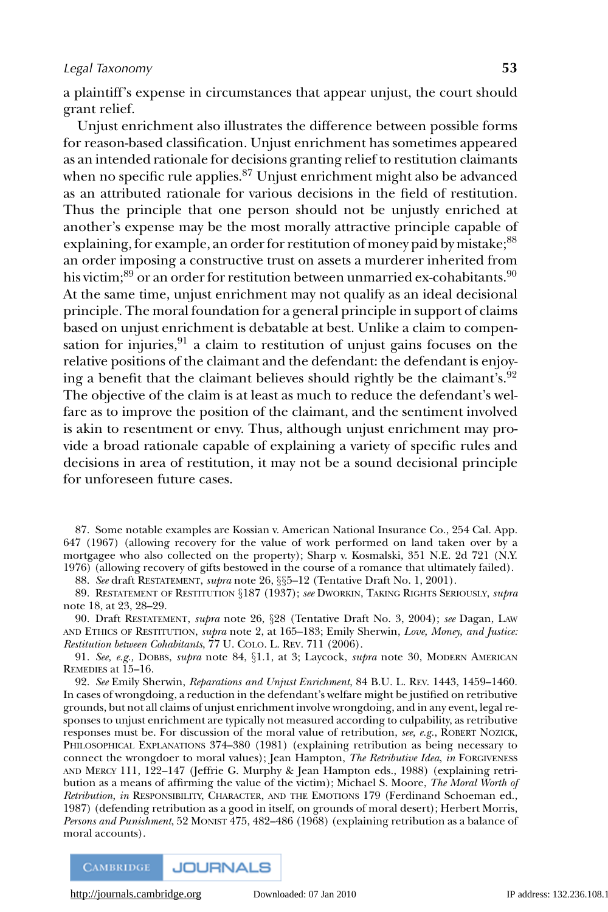a plaintiff's expense in circumstances that appear unjust, the court should grant relief.

Unjust enrichment also illustrates the difference between possible forms for reason-based classification. Unjust enrichment has sometimes appeared as an intended rationale for decisions granting relief to restitution claimants when no specific rule applies.[87] Unjust enrichment might also be advanced as an attributed rationale for various decisions in the field of restitution. Thus the principle that one person should not be unjustly enriched at another's expense may be the most morally attractive principle capable of explaining, for example, an order for restitution of money paid by mistake;[88] an order imposing a constructive trust on assets a murderer inherited from his victim;[89] or an order for restitution between unmarried ex-cohabitants.[90] At the same time, unjust enrichment may not qualify as an ideal decisional principle. The moral foundation for a general principle in support of claims based on unjust enrichment is debatable at best. Unlike a claim to compensation for injuries,[91] a claim to restitution of unjust gains focuses on the relative positions of the claimant and the defendant: the defendant is enjoying a benefit that the claimant believes should rightly be the claimant's.[92] The objective of the claim is at least as much to reduce the defendant's welfare as to improve the position of the claimant, and the sentiment involved is akin to resentment or envy. Thus, although unjust enrichment may provide a broad rationale capable of explaining a variety of specific rules and decisions in area of restitution, it may not be a sound decisional principle for unforeseen future cases.

87. Some notable examples are Kossian v. American National Insurance Co., 254 Cal. App. 647 (1967) (allowing recovery for the value of work performed on land taken over by a mortgagee who also collected on the property); Sharp v. Kosmalski, 351 N.E. 2d 721 (N.Y. 1976) (allowing recovery of gifts bestowed in the course of a romance that ultimately failed).

88. *See* draft RESTATEMENT, *supra* note 26, §§5–12 (Tentative Draft No. 1, 2001).

89. RESTATEMENT OF RESTITUTION §187 (1937); *see* DWORKIN, TAKING RIGHTS SERIOUSLY, *supra* note 18, at 23, 28–29.

90. Draft RESTATEMENT, *supra* note 26, §28 (Tentative Draft No. 3, 2004); *see* Dagan, LAW AND ETHICS OF RESTITUTION, *supra* note 2, at 165–183; Emily Sherwin, *Love, Money, and Justice: Restitution between Cohabitants*, 77 U. COLO. L. REV. 711 (2006).

91. *See, e.g.,* DOBBS, *supra* note 84, §1.1, at 3; Laycock, *supra* note 30, MODERN AMERICAN REMEDIES at 15–16.

92. *See* Emily Sherwin, *Reparations and Unjust Enrichment*, 84 B.U. L. REV. 1443, 1459–1460. In cases of wrongdoing, a reduction in the defendant's welfare might be justified on retributive grounds, but not all claims of unjust enrichment involve wrongdoing, and in any event, legal responses to unjust enrichment are typically not measured according to culpability, as retributive responses must be. For discussion of the moral value of retribution, *see, e.g.,* ROBERT NOZICK, PHILOSOPHICAL EXPLANATIONS 374–380 (1981) (explaining retribution as being necessary to connect the wrongdoer to moral values); Jean Hampton, *The Retributive Idea*, *in* FORGIVENESS AND MERCY 111, 122–147 (Jeffrie G. Murphy & Jean Hampton eds., 1988) (explaining retribution as a means of affirming the value of the victim); Michael S. Moore, *The Moral Worth of Retribution*, *in* RESPONSIBILITY, CHARACTER, AND THE EMOTIONS 179 (Ferdinand Schoeman ed., 1987) (defending retribution as a good in itself, on grounds of moral desert); Herbert Morris, *Persons and Punishment*, 52 MONIST 475, 482–486 (1968) (explaining retribution as a balance of moral accounts).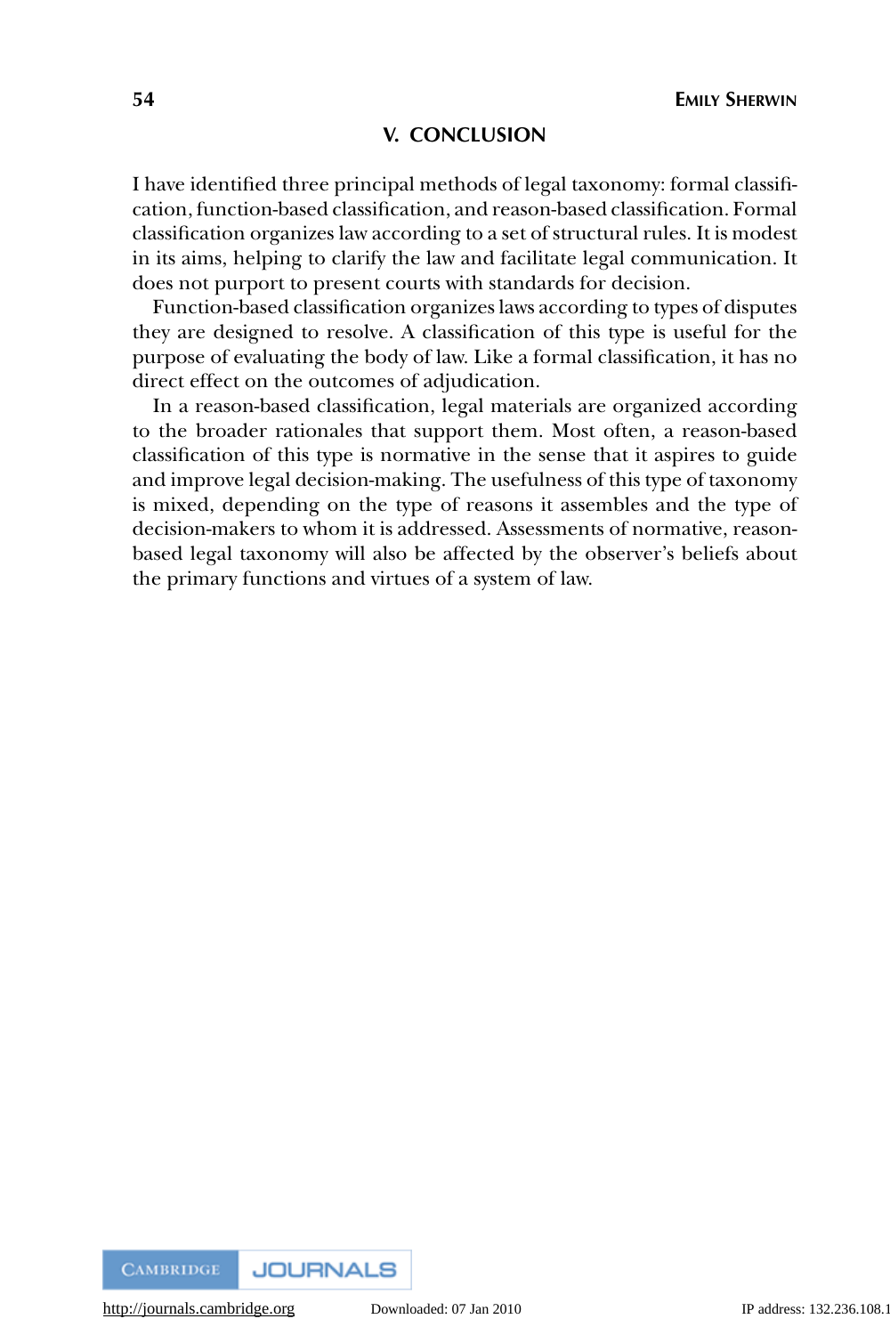## V. CONCLUSION

I have identified three principal methods of legal taxonomy: formal classification, function-based classification, and reason-based classification. Formal classification organizes law according to a set of structural rules. It is modest in its aims, helping to clarify the law and facilitate legal communication. It does not purport to present courts with standards for decision.

Function-based classification organizes laws according to types of disputes they are designed to resolve. A classification of this type is useful for the purpose of evaluating the body of law. Like a formal classification, it has no direct effect on the outcomes of adjudication.

In a reason-based classification, legal materials are organized according to the broader rationales that support them. Most often, a reason-based classification of this type is normative in the sense that it aspires to guide and improve legal decision-making. The usefulness of this type of taxonomy is mixed, depending on the type of reasons it assembles and the type of decision-makers to whom it is addressed. Assessments of normative, reason-based legal taxonomy will also be affected by the observer's beliefs about the primary functions and virtues of a system of law.